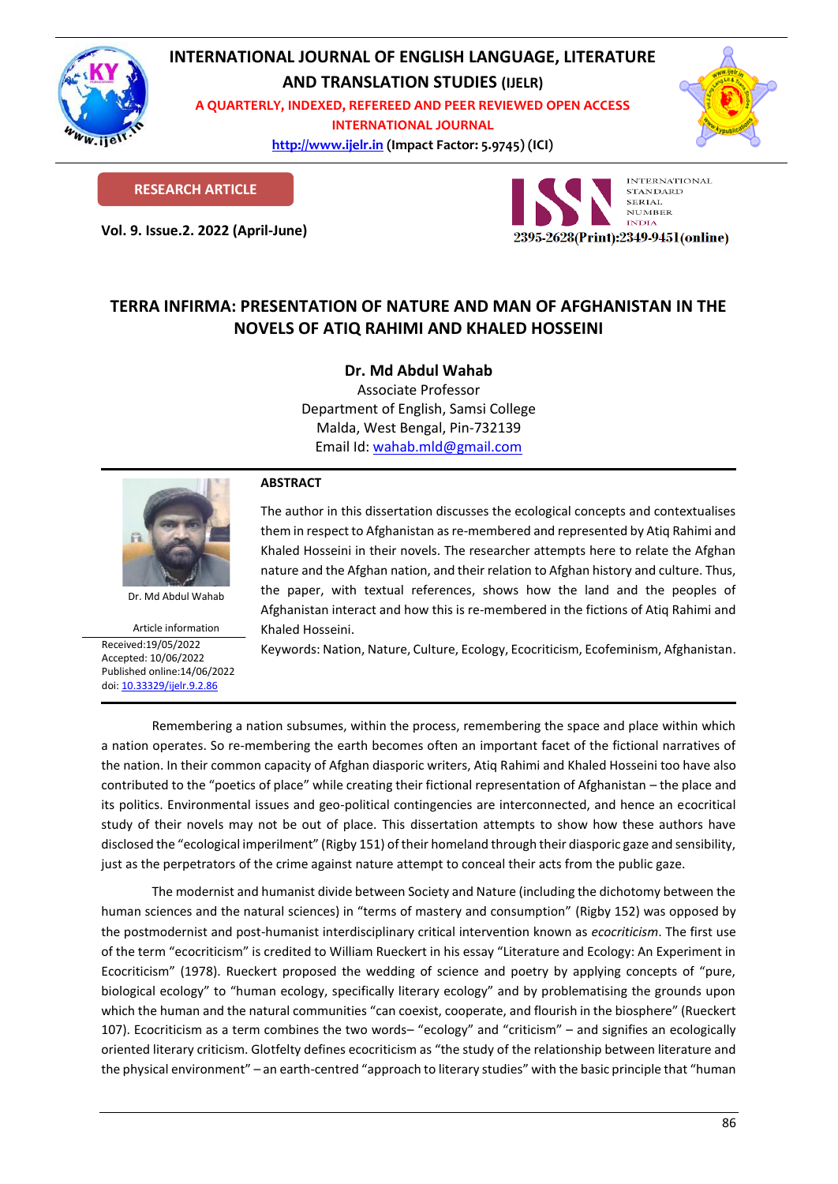# INTERNATIONAL JOURNAL OF ENGLISH LANGUAGE, LITERATURE AND TRANSLATION STUDIES (IJELR)

A QUARTERLY, INDEXED, REFEREED AND PEER REVIEWED OPEN ACCESS INTERNATIONAL JOURNAL

http://www.ijelr.in (Impact Factor: 5.9745) (ICI)

**RESEARCH ARTICLE**

**Vol. 9. Issue.2. 2022 (April-June)**

2395-2628(Print):2349-9451(online)

## TERRA INFIRMA: PRESENTATION OF NATURE AND MAN OF AFGHANISTAN IN THE NOVELS OF ATIQ RAHIMI AND KHALED HOSSEINI

**Dr. Md Abdul Wahab**

Associate Professor
Department of English, Samsi College
Malda, West Bengal, Pin-732139
Email Id: wahab.mld@gmail.com

Dr. Md Abdul Wahab

Article information
Received:19/05/2022
Accepted: 10/06/2022
Published online:14/06/2022
doi: 10.33329/ijelr.9.2.86

### ABSTRACT

The author in this dissertation discusses the ecological concepts and contextualises them in respect to Afghanistan as re-membered and represented by Atiq Rahimi and Khaled Hosseini in their novels. The researcher attempts here to relate the Afghan nature and the Afghan nation, and their relation to Afghan history and culture. Thus, the paper, with textual references, shows how the land and the peoples of Afghanistan interact and how this is re-membered in the fictions of Atiq Rahimi and Khaled Hosseini.

Keywords: Nation, Nature, Culture, Ecology, Ecocriticism, Ecofeminism, Afghanistan.

Remembering a nation subsumes, within the process, remembering the space and place within which a nation operates. So re-membering the earth becomes often an important facet of the fictional narratives of the nation. In their common capacity of Afghan diasporic writers, Atiq Rahimi and Khaled Hosseini too have also contributed to the "poetics of place" while creating their fictional representation of Afghanistan – the place and its politics. Environmental issues and geo-political contingencies are interconnected, and hence an ecocritical study of their novels may not be out of place. This dissertation attempts to show how these authors have disclosed the "ecological imperilment" (Rigby 151) of their homeland through their diasporic gaze and sensibility, just as the perpetrators of the crime against nature attempt to conceal their acts from the public gaze.

The modernist and humanist divide between Society and Nature (including the dichotomy between the human sciences and the natural sciences) in "terms of mastery and consumption" (Rigby 152) was opposed by the postmodernist and post-humanist interdisciplinary critical intervention known as *ecocriticism*. The first use of the term "ecocriticism" is credited to William Rueckert in his essay "Literature and Ecology: An Experiment in Ecocriticism" (1978). Rueckert proposed the wedding of science and poetry by applying concepts of "pure, biological ecology" to "human ecology, specifically literary ecology" and by problematising the grounds upon which the human and the natural communities "can coexist, cooperate, and flourish in the biosphere" (Rueckert 107). Ecocriticism as a term combines the two words– "ecology" and "criticism" – and signifies an ecologically oriented literary criticism. Glotfelty defines ecocriticism as "the study of the relationship between literature and the physical environment" – an earth-centred "approach to literary studies" with the basic principle that "human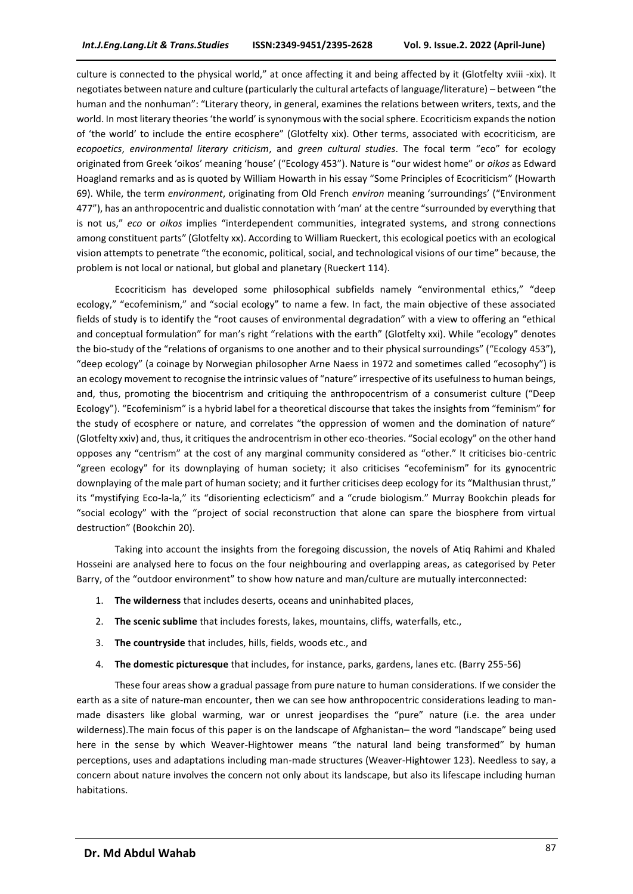culture is connected to the physical world," at once affecting it and being affected by it (Glotfelty xviii -xix). It negotiates between nature and culture (particularly the cultural artefacts of language/literature) – between "the human and the nonhuman": "Literary theory, in general, examines the relations between writers, texts, and the world. In most literary theories 'the world' is synonymous with the social sphere. Ecocriticism expands the notion of 'the world' to include the entire ecosphere" (Glotfelty xix). Other terms, associated with ecocriticism, are *ecopoetics*, *environmental literary criticism*, and *green cultural studies*. The focal term "eco" for ecology originated from Greek 'oikos' meaning 'house' ("Ecology 453"). Nature is "our widest home" or *oikos* as Edward Hoagland remarks and as is quoted by William Howarth in his essay "Some Principles of Ecocriticism" (Howarth 69). While, the term *environment*, originating from Old French *environ* meaning 'surroundings' ("Environment 477"), has an anthropocentric and dualistic connotation with 'man' at the centre "surrounded by everything that is not us," *eco* or *oikos* implies "interdependent communities, integrated systems, and strong connections among constituent parts" (Glotfelty xx). According to William Rueckert, this ecological poetics with an ecological vision attempts to penetrate "the economic, political, social, and technological visions of our time" because, the problem is not local or national, but global and planetary (Rueckert 114).

Ecocriticism has developed some philosophical subfields namely "environmental ethics," "deep ecology," "ecofeminism," and "social ecology" to name a few. In fact, the main objective of these associated fields of study is to identify the "root causes of environmental degradation" with a view to offering an "ethical and conceptual formulation" for man's right "relations with the earth" (Glotfelty xxi). While "ecology" denotes the bio-study of the "relations of organisms to one another and to their physical surroundings" ("Ecology 453"), "deep ecology" (a coinage by Norwegian philosopher Arne Naess in 1972 and sometimes called "ecosophy") is an ecology movement to recognise the intrinsic values of "nature" irrespective of its usefulness to human beings, and, thus, promoting the biocentrism and critiquing the anthropocentrism of a consumerist culture ("Deep Ecology"). "Ecofeminism" is a hybrid label for a theoretical discourse that takes the insights from "feminism" for the study of ecosphere or nature, and correlates "the oppression of women and the domination of nature" (Glotfelty xxiv) and, thus, it critiques the androcentrism in other eco-theories. "Social ecology" on the other hand opposes any "centrism" at the cost of any marginal community considered as "other." It criticises bio-centric "green ecology" for its downplaying of human society; it also criticises "ecofeminism" for its gynocentric downplaying of the male part of human society; and it further criticises deep ecology for its "Malthusian thrust," its "mystifying Eco-la-la," its "disorienting eclecticism" and a "crude biologism." Murray Bookchin pleads for "social ecology" with the "project of social reconstruction that alone can spare the biosphere from virtual destruction" (Bookchin 20).

Taking into account the insights from the foregoing discussion, the novels of Atiq Rahimi and Khaled Hosseini are analysed here to focus on the four neighbouring and overlapping areas, as categorised by Peter Barry, of the "outdoor environment" to show how nature and man/culture are mutually interconnected:

1. **The wilderness** that includes deserts, oceans and uninhabited places,
2. **The scenic sublime** that includes forests, lakes, mountains, cliffs, waterfalls, etc.,
3. **The countryside** that includes, hills, fields, woods etc., and
4. **The domestic picturesque** that includes, for instance, parks, gardens, lanes etc. (Barry 255-56)

These four areas show a gradual passage from pure nature to human considerations. If we consider the earth as a site of nature-man encounter, then we can see how anthropocentric considerations leading to man-made disasters like global warming, war or unrest jeopardises the "pure" nature (i.e. the area under wilderness).The main focus of this paper is on the landscape of Afghanistan– the word "landscape" being used here in the sense by which Weaver-Hightower means "the natural land being transformed" by human perceptions, uses and adaptations including man-made structures (Weaver-Hightower 123). Needless to say, a concern about nature involves the concern not only about its landscape, but also its lifescape including human habitations.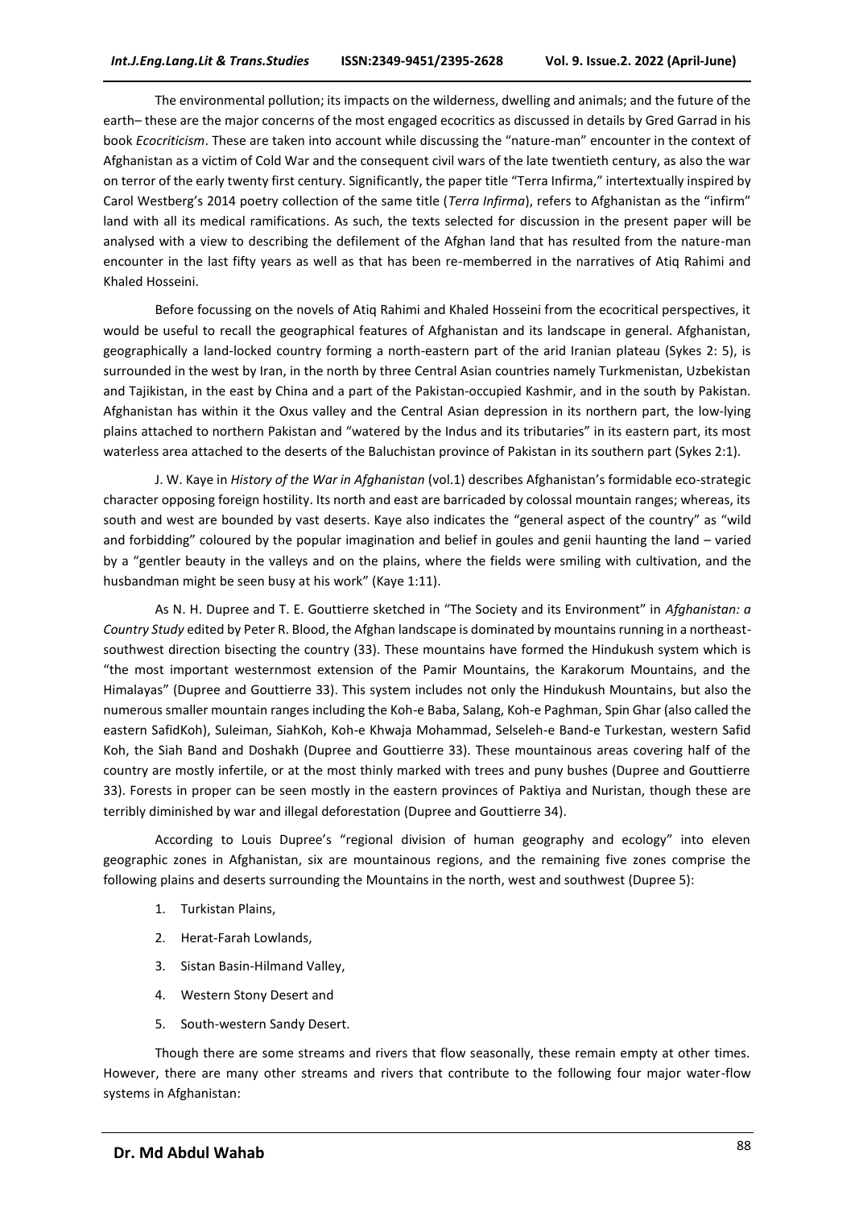The environmental pollution; its impacts on the wilderness, dwelling and animals; and the future of the earth– these are the major concerns of the most engaged ecocritics as discussed in details by Gred Garrad in his book *Ecocriticism*. These are taken into account while discussing the "nature-man" encounter in the context of Afghanistan as a victim of Cold War and the consequent civil wars of the late twentieth century, as also the war on terror of the early twenty first century. Significantly, the paper title "Terra Infirma," intertextually inspired by Carol Westberg's 2014 poetry collection of the same title (*Terra Infirma*), refers to Afghanistan as the "infirm" land with all its medical ramifications. As such, the texts selected for discussion in the present paper will be analysed with a view to describing the defilement of the Afghan land that has resulted from the nature-man encounter in the last fifty years as well as that has been re-memberred in the narratives of Atiq Rahimi and Khaled Hosseini.

Before focussing on the novels of Atiq Rahimi and Khaled Hosseini from the ecocritical perspectives, it would be useful to recall the geographical features of Afghanistan and its landscape in general. Afghanistan, geographically a land-locked country forming a north-eastern part of the arid Iranian plateau (Sykes 2: 5), is surrounded in the west by Iran, in the north by three Central Asian countries namely Turkmenistan, Uzbekistan and Tajikistan, in the east by China and a part of the Pakistan-occupied Kashmir, and in the south by Pakistan. Afghanistan has within it the Oxus valley and the Central Asian depression in its northern part, the low-lying plains attached to northern Pakistan and "watered by the Indus and its tributaries" in its eastern part, its most waterless area attached to the deserts of the Baluchistan province of Pakistan in its southern part (Sykes 2:1).

J. W. Kaye in *History of the War in Afghanistan* (vol.1) describes Afghanistan's formidable eco-strategic character opposing foreign hostility. Its north and east are barricaded by colossal mountain ranges; whereas, its south and west are bounded by vast deserts. Kaye also indicates the "general aspect of the country" as "wild and forbidding" coloured by the popular imagination and belief in goules and genii haunting the land – varied by a "gentler beauty in the valleys and on the plains, where the fields were smiling with cultivation, and the husbandman might be seen busy at his work" (Kaye 1:11).

As N. H. Dupree and T. E. Gouttierre sketched in "The Society and its Environment" in *Afghanistan: a Country Study* edited by Peter R. Blood, the Afghan landscape is dominated by mountains running in a northeast-southwest direction bisecting the country (33). These mountains have formed the Hindukush system which is "the most important westernmost extension of the Pamir Mountains, the Karakorum Mountains, and the Himalayas" (Dupree and Gouttierre 33). This system includes not only the Hindukush Mountains, but also the numerous smaller mountain ranges including the Koh-e Baba, Salang, Koh-e Paghman, Spin Ghar (also called the eastern SafidKoh), Suleiman, SiahKoh, Koh-e Khwaja Mohammad, Selseleh-e Band-e Turkestan, western Safid Koh, the Siah Band and Doshakh (Dupree and Gouttierre 33). These mountainous areas covering half of the country are mostly infertile, or at the most thinly marked with trees and puny bushes (Dupree and Gouttierre 33). Forests in proper can be seen mostly in the eastern provinces of Paktiya and Nuristan, though these are terribly diminished by war and illegal deforestation (Dupree and Gouttierre 34).

According to Louis Dupree's "regional division of human geography and ecology" into eleven geographic zones in Afghanistan, six are mountainous regions, and the remaining five zones comprise the following plains and deserts surrounding the Mountains in the north, west and southwest (Dupree 5):

1. Turkistan Plains,
2. Herat-Farah Lowlands,
3. Sistan Basin-Hilmand Valley,
4. Western Stony Desert and
5. South-western Sandy Desert.

Though there are some streams and rivers that flow seasonally, these remain empty at other times. However, there are many other streams and rivers that contribute to the following four major water-flow systems in Afghanistan: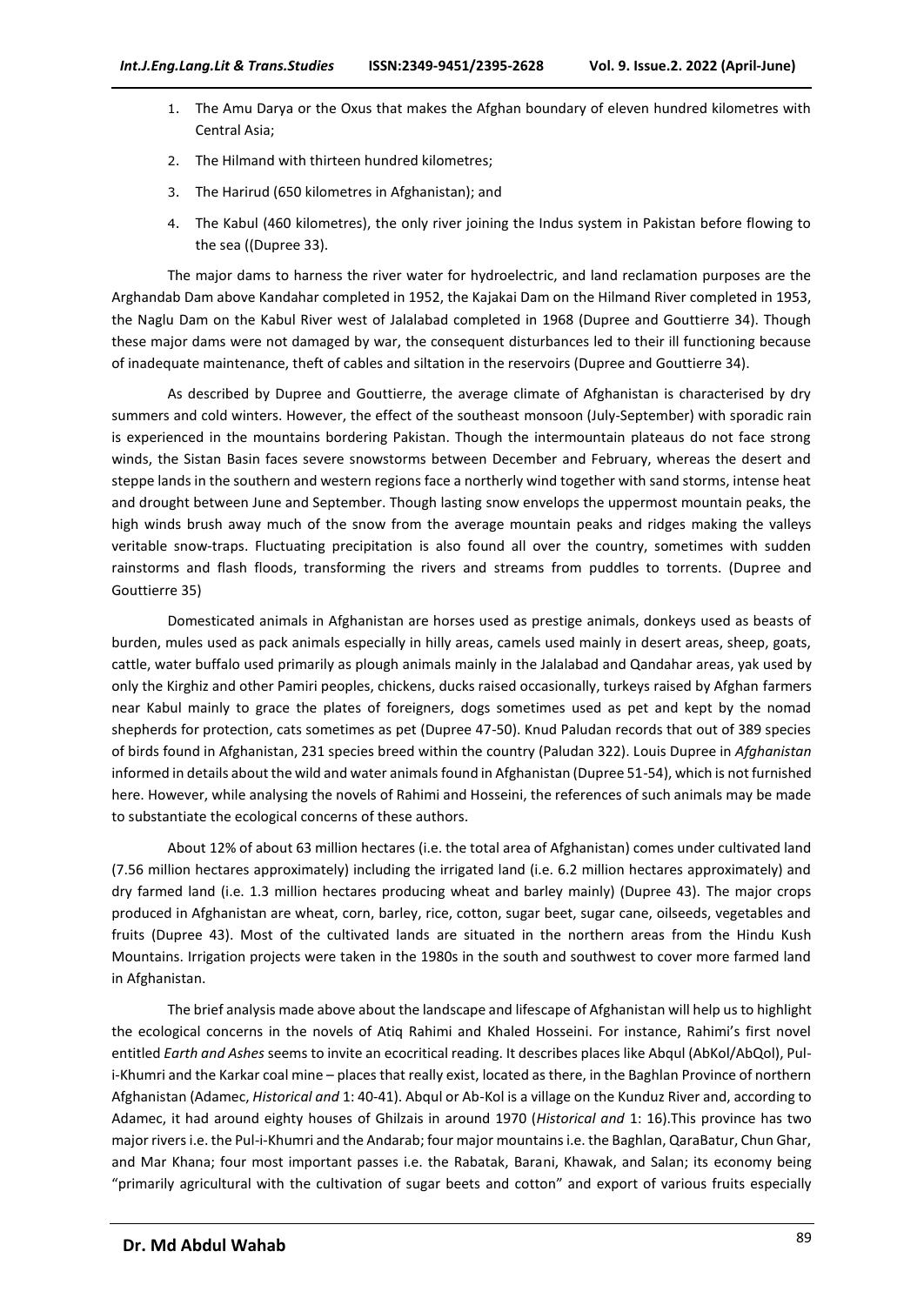1. The Amu Darya or the Oxus that makes the Afghan boundary of eleven hundred kilometres with Central Asia;
2. The Hilmand with thirteen hundred kilometres;
3. The Harirud (650 kilometres in Afghanistan); and
4. The Kabul (460 kilometres), the only river joining the Indus system in Pakistan before flowing to the sea ((Dupree 33).

The major dams to harness the river water for hydroelectric, and land reclamation purposes are the Arghandab Dam above Kandahar completed in 1952, the Kajakai Dam on the Hilmand River completed in 1953, the Naglu Dam on the Kabul River west of Jalalabad completed in 1968 (Dupree and Gouttierre 34). Though these major dams were not damaged by war, the consequent disturbances led to their ill functioning because of inadequate maintenance, theft of cables and siltation in the reservoirs (Dupree and Gouttierre 34).

As described by Dupree and Gouttierre, the average climate of Afghanistan is characterised by dry summers and cold winters. However, the effect of the southeast monsoon (July-September) with sporadic rain is experienced in the mountains bordering Pakistan. Though the intermountain plateaus do not face strong winds, the Sistan Basin faces severe snowstorms between December and February, whereas the desert and steppe lands in the southern and western regions face a northerly wind together with sand storms, intense heat and drought between June and September. Though lasting snow envelops the uppermost mountain peaks, the high winds brush away much of the snow from the average mountain peaks and ridges making the valleys veritable snow-traps. Fluctuating precipitation is also found all over the country, sometimes with sudden rainstorms and flash floods, transforming the rivers and streams from puddles to torrents. (Dupree and Gouttierre 35)

Domesticated animals in Afghanistan are horses used as prestige animals, donkeys used as beasts of burden, mules used as pack animals especially in hilly areas, camels used mainly in desert areas, sheep, goats, cattle, water buffalo used primarily as plough animals mainly in the Jalalabad and Qandahar areas, yak used by only the Kirghiz and other Pamiri peoples, chickens, ducks raised occasionally, turkeys raised by Afghan farmers near Kabul mainly to grace the plates of foreigners, dogs sometimes used as pet and kept by the nomad shepherds for protection, cats sometimes as pet (Dupree 47-50). Knud Paludan records that out of 389 species of birds found in Afghanistan, 231 species breed within the country (Paludan 322). Louis Dupree in *Afghanistan* informed in details about the wild and water animals found in Afghanistan (Dupree 51-54), which is not furnished here. However, while analysing the novels of Rahimi and Hosseini, the references of such animals may be made to substantiate the ecological concerns of these authors.

About 12% of about 63 million hectares (i.e. the total area of Afghanistan) comes under cultivated land (7.56 million hectares approximately) including the irrigated land (i.e. 6.2 million hectares approximately) and dry farmed land (i.e. 1.3 million hectares producing wheat and barley mainly) (Dupree 43). The major crops produced in Afghanistan are wheat, corn, barley, rice, cotton, sugar beet, sugar cane, oilseeds, vegetables and fruits (Dupree 43). Most of the cultivated lands are situated in the northern areas from the Hindu Kush Mountains. Irrigation projects were taken in the 1980s in the south and southwest to cover more farmed land in Afghanistan.

The brief analysis made above about the landscape and lifescape of Afghanistan will help us to highlight the ecological concerns in the novels of Atiq Rahimi and Khaled Hosseini. For instance, Rahimi's first novel entitled *Earth and Ashes* seems to invite an ecocritical reading. It describes places like Abqul (AbKol/AbQol), Pul-i-Khumri and the Karkar coal mine – places that really exist, located as there, in the Baghlan Province of northern Afghanistan (Adamec, *Historical and* 1: 40-41). Abqul or Ab-Kol is a village on the Kunduz River and, according to Adamec, it had around eighty houses of Ghilzais in around 1970 (*Historical and* 1: 16).This province has two major rivers i.e. the Pul-i-Khumri and the Andarab; four major mountains i.e. the Baghlan, QaraBatur, Chun Ghar, and Mar Khana; four most important passes i.e. the Rabatak, Barani, Khawak, and Salan; its economy being "primarily agricultural with the cultivation of sugar beets and cotton" and export of various fruits especially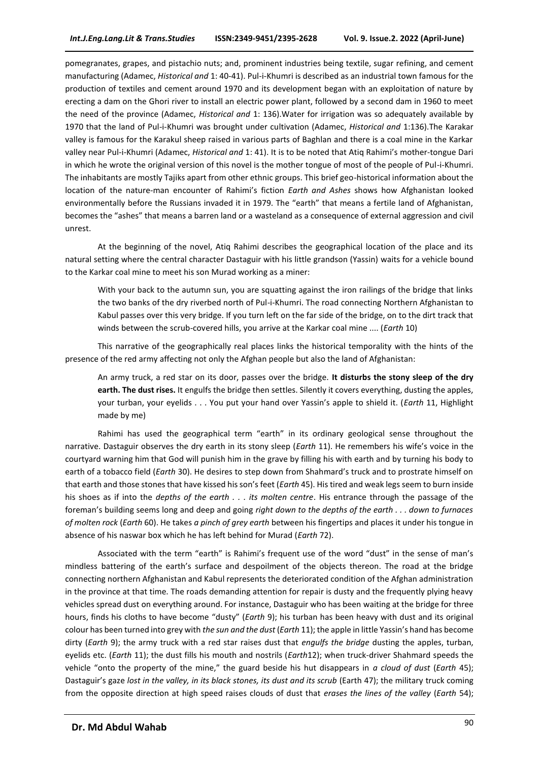pomegranates, grapes, and pistachio nuts; and, prominent industries being textile, sugar refining, and cement manufacturing (Adamec, *Historical and* 1: 40-41). Pul-i-Khumri is described as an industrial town famous for the production of textiles and cement around 1970 and its development began with an exploitation of nature by erecting a dam on the Ghori river to install an electric power plant, followed by a second dam in 1960 to meet the need of the province (Adamec, *Historical and* 1: 136).Water for irrigation was so adequately available by 1970 that the land of Pul-i-Khumri was brought under cultivation (Adamec, *Historical and* 1:136).The Karakar valley is famous for the Karakul sheep raised in various parts of Baghlan and there is a coal mine in the Karkar valley near Pul-i-Khumri (Adamec, *Historical and* 1: 41). It is to be noted that Atiq Rahimi's mother-tongue Dari in which he wrote the original version of this novel is the mother tongue of most of the people of Pul-i-Khumri. The inhabitants are mostly Tajiks apart from other ethnic groups. This brief geo-historical information about the location of the nature-man encounter of Rahimi's fiction *Earth and Ashes* shows how Afghanistan looked environmentally before the Russians invaded it in 1979. The "earth" that means a fertile land of Afghanistan, becomes the "ashes" that means a barren land or a wasteland as a consequence of external aggression and civil unrest.

At the beginning of the novel, Atiq Rahimi describes the geographical location of the place and its natural setting where the central character Dastaguir with his little grandson (Yassin) waits for a vehicle bound to the Karkar coal mine to meet his son Murad working as a miner:

> With your back to the autumn sun, you are squatting against the iron railings of the bridge that links the two banks of the dry riverbed north of Pul-i-Khumri. The road connecting Northern Afghanistan to Kabul passes over this very bridge. If you turn left on the far side of the bridge, on to the dirt track that winds between the scrub-covered hills, you arrive at the Karkar coal mine .... (*Earth* 10)

This narrative of the geographically real places links the historical temporality with the hints of the presence of the red army affecting not only the Afghan people but also the land of Afghanistan:

> An army truck, a red star on its door, passes over the bridge. **It disturbs the stony sleep of the dry earth. The dust rises.** It engulfs the bridge then settles. Silently it covers everything, dusting the apples, your turban, your eyelids . . . You put your hand over Yassin's apple to shield it. (*Earth* 11, Highlight made by me)

Rahimi has used the geographical term "earth" in its ordinary geological sense throughout the narrative. Dastaguir observes the dry earth in its stony sleep (*Earth* 11). He remembers his wife's voice in the courtyard warning him that God will punish him in the grave by filling his with earth and by turning his body to earth of a tobacco field (*Earth* 30). He desires to step down from Shahmard's truck and to prostrate himself on that earth and those stones that have kissed his son's feet (*Earth* 45). His tired and weak legs seem to burn inside his shoes as if into the *depths of the earth . . . its molten centre*. His entrance through the passage of the foreman's building seems long and deep and going *right down to the depths of the earth . . . down to furnaces of molten rock* (*Earth* 60). He takes *a pinch of grey earth* between his fingertips and places it under his tongue in absence of his naswar box which he has left behind for Murad (*Earth* 72).

Associated with the term "earth" is Rahimi's frequent use of the word "dust" in the sense of man's mindless battering of the earth's surface and despoilment of the objects thereon. The road at the bridge connecting northern Afghanistan and Kabul represents the deteriorated condition of the Afghan administration in the province at that time. The roads demanding attention for repair is dusty and the frequently plying heavy vehicles spread dust on everything around. For instance, Dastaguir who has been waiting at the bridge for three hours, finds his cloths to have become "dusty" (*Earth* 9); his turban has been heavy with dust and its original colour has been turned into grey with *the sun and the dust* (*Earth* 11); the apple in little Yassin's hand has become dirty (*Earth* 9); the army truck with a red star raises dust that *engulfs the bridge* dusting the apples, turban, eyelids etc. (*Earth* 11); the dust fills his mouth and nostrils (*Earth*12); when truck-driver Shahmard speeds the vehicle "onto the property of the mine," the guard beside his hut disappears in *a cloud of dust* (*Earth* 45); Dastaguir's gaze *lost in the valley, in its black stones, its dust and its scrub* (Earth 47); the military truck coming from the opposite direction at high speed raises clouds of dust that *erases the lines of the valley* (*Earth* 54);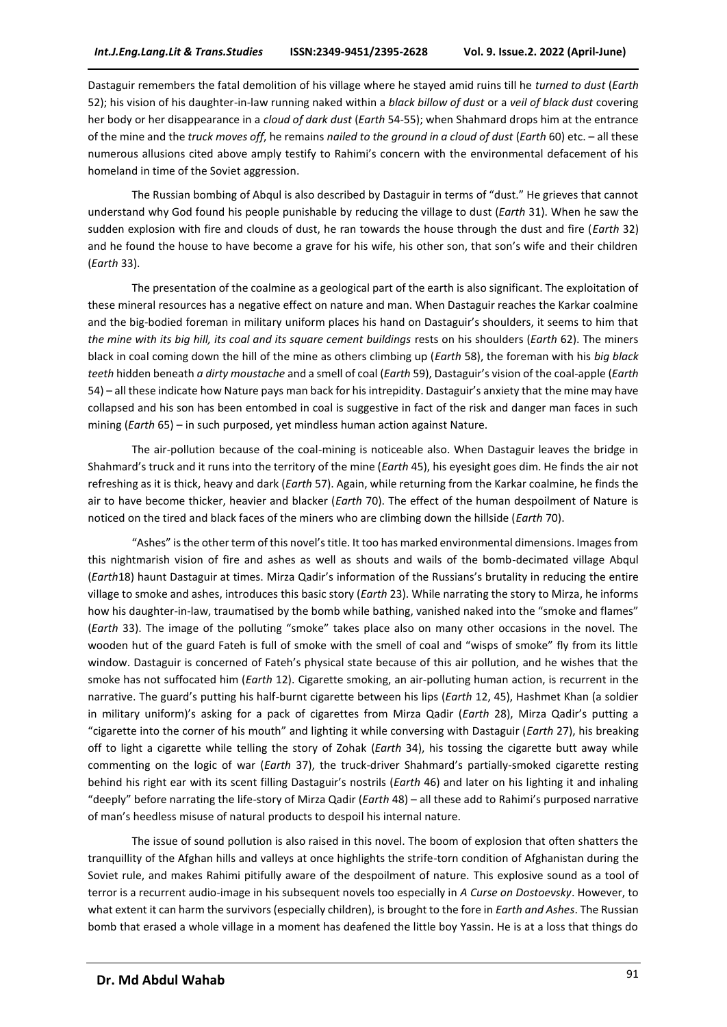Dastaguir remembers the fatal demolition of his village where he stayed amid ruins till he *turned to dust* (*Earth* 52); his vision of his daughter-in-law running naked within a *black billow of dust* or a *veil of black dust* covering her body or her disappearance in a *cloud of dark dust* (*Earth* 54-55); when Shahmard drops him at the entrance of the mine and the *truck moves off*, he remains *nailed to the ground in a cloud of dust* (*Earth* 60) etc. – all these numerous allusions cited above amply testify to Rahimi's concern with the environmental defacement of his homeland in time of the Soviet aggression.

The Russian bombing of Abqul is also described by Dastaguir in terms of "dust." He grieves that cannot understand why God found his people punishable by reducing the village to dust (*Earth* 31). When he saw the sudden explosion with fire and clouds of dust, he ran towards the house through the dust and fire (*Earth* 32) and he found the house to have become a grave for his wife, his other son, that son's wife and their children (*Earth* 33).

The presentation of the coalmine as a geological part of the earth is also significant. The exploitation of these mineral resources has a negative effect on nature and man. When Dastaguir reaches the Karkar coalmine and the big-bodied foreman in military uniform places his hand on Dastaguir's shoulders, it seems to him that *the mine with its big hill, its coal and its square cement buildings* rests on his shoulders (*Earth* 62). The miners black in coal coming down the hill of the mine as others climbing up (*Earth* 58), the foreman with his *big black teeth* hidden beneath *a dirty moustache* and a smell of coal (*Earth* 59), Dastaguir's vision of the coal-apple (*Earth* 54) – all these indicate how Nature pays man back for his intrepidity. Dastaguir's anxiety that the mine may have collapsed and his son has been entombed in coal is suggestive in fact of the risk and danger man faces in such mining (*Earth* 65) – in such purposed, yet mindless human action against Nature.

The air-pollution because of the coal-mining is noticeable also. When Dastaguir leaves the bridge in Shahmard's truck and it runs into the territory of the mine (*Earth* 45), his eyesight goes dim. He finds the air not refreshing as it is thick, heavy and dark (*Earth* 57). Again, while returning from the Karkar coalmine, he finds the air to have become thicker, heavier and blacker (*Earth* 70). The effect of the human despoilment of Nature is noticed on the tired and black faces of the miners who are climbing down the hillside (*Earth* 70).

"Ashes" is the other term of this novel's title. It too has marked environmental dimensions. Images from this nightmarish vision of fire and ashes as well as shouts and wails of the bomb-decimated village Abqul (*Earth*18) haunt Dastaguir at times. Mirza Qadir's information of the Russians's brutality in reducing the entire village to smoke and ashes, introduces this basic story (*Earth* 23). While narrating the story to Mirza, he informs how his daughter-in-law, traumatised by the bomb while bathing, vanished naked into the "smoke and flames" (*Earth* 33). The image of the polluting "smoke" takes place also on many other occasions in the novel. The wooden hut of the guard Fateh is full of smoke with the smell of coal and "wisps of smoke" fly from its little window. Dastaguir is concerned of Fateh's physical state because of this air pollution, and he wishes that the smoke has not suffocated him (*Earth* 12). Cigarette smoking, an air-polluting human action, is recurrent in the narrative. The guard's putting his half-burnt cigarette between his lips (*Earth* 12, 45), Hashmet Khan (a soldier in military uniform)'s asking for a pack of cigarettes from Mirza Qadir (*Earth* 28), Mirza Qadir's putting a "cigarette into the corner of his mouth" and lighting it while conversing with Dastaguir (*Earth* 27), his breaking off to light a cigarette while telling the story of Zohak (*Earth* 34), his tossing the cigarette butt away while commenting on the logic of war (*Earth* 37), the truck-driver Shahmard's partially-smoked cigarette resting behind his right ear with its scent filling Dastaguir's nostrils (*Earth* 46) and later on his lighting it and inhaling "deeply" before narrating the life-story of Mirza Qadir (*Earth* 48) – all these add to Rahimi's purposed narrative of man's heedless misuse of natural products to despoil his internal nature.

The issue of sound pollution is also raised in this novel. The boom of explosion that often shatters the tranquillity of the Afghan hills and valleys at once highlights the strife-torn condition of Afghanistan during the Soviet rule, and makes Rahimi pitifully aware of the despoilment of nature. This explosive sound as a tool of terror is a recurrent audio-image in his subsequent novels too especially in *A Curse on Dostoevsky*. However, to what extent it can harm the survivors (especially children), is brought to the fore in *Earth and Ashes*. The Russian bomb that erased a whole village in a moment has deafened the little boy Yassin. He is at a loss that things do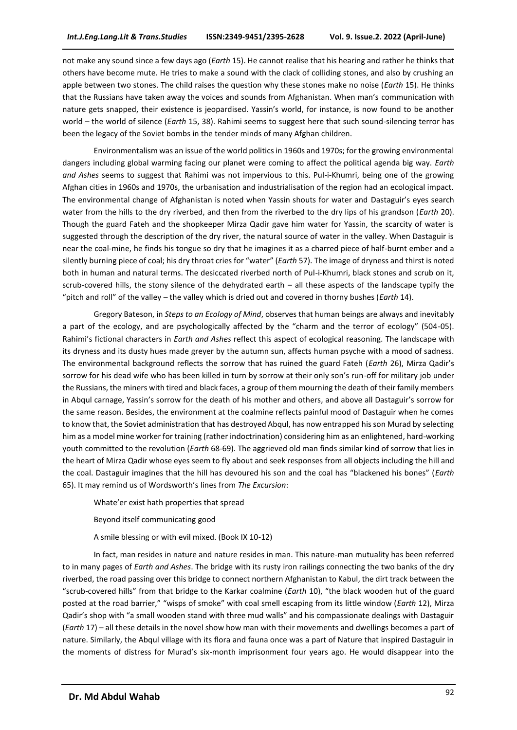not make any sound since a few days ago (*Earth* 15). He cannot realise that his hearing and rather he thinks that others have become mute. He tries to make a sound with the clack of colliding stones, and also by crushing an apple between two stones. The child raises the question why these stones make no noise (*Earth* 15). He thinks that the Russians have taken away the voices and sounds from Afghanistan. When man's communication with nature gets snapped, their existence is jeopardised. Yassin's world, for instance, is now found to be another world – the world of silence (*Earth* 15, 38). Rahimi seems to suggest here that such sound-silencing terror has been the legacy of the Soviet bombs in the tender minds of many Afghan children.

Environmentalism was an issue of the world politics in 1960s and 1970s; for the growing environmental dangers including global warming facing our planet were coming to affect the political agenda big way. *Earth and Ashes* seems to suggest that Rahimi was not impervious to this. Pul-i-Khumri, being one of the growing Afghan cities in 1960s and 1970s, the urbanisation and industrialisation of the region had an ecological impact. The environmental change of Afghanistan is noted when Yassin shouts for water and Dastaguir's eyes search water from the hills to the dry riverbed, and then from the riverbed to the dry lips of his grandson (*Earth* 20). Though the guard Fateh and the shopkeeper Mirza Qadir gave him water for Yassin, the scarcity of water is suggested through the description of the dry river, the natural source of water in the valley. When Dastaguir is near the coal-mine, he finds his tongue so dry that he imagines it as a charred piece of half-burnt ember and a silently burning piece of coal; his dry throat cries for "water" (*Earth* 57). The image of dryness and thirst is noted both in human and natural terms. The desiccated riverbed north of Pul-i-Khumri, black stones and scrub on it, scrub-covered hills, the stony silence of the dehydrated earth – all these aspects of the landscape typify the "pitch and roll" of the valley – the valley which is dried out and covered in thorny bushes (*Earth* 14).

Gregory Bateson, in *Steps to an Ecology of Mind*, observes that human beings are always and inevitably a part of the ecology, and are psychologically affected by the "charm and the terror of ecology" (504-05). Rahimi's fictional characters in *Earth and Ashes* reflect this aspect of ecological reasoning. The landscape with its dryness and its dusty hues made greyer by the autumn sun, affects human psyche with a mood of sadness. The environmental background reflects the sorrow that has ruined the guard Fateh (*Earth* 26), Mirza Qadir's sorrow for his dead wife who has been killed in turn by sorrow at their only son's run-off for military job under the Russians, the miners with tired and black faces, a group of them mourning the death of their family members in Abqul carnage, Yassin's sorrow for the death of his mother and others, and above all Dastaguir's sorrow for the same reason. Besides, the environment at the coalmine reflects painful mood of Dastaguir when he comes to know that, the Soviet administration that has destroyed Abqul, has now entrapped his son Murad by selecting him as a model mine worker for training (rather indoctrination) considering him as an enlightened, hard-working youth committed to the revolution (*Earth* 68-69). The aggrieved old man finds similar kind of sorrow that lies in the heart of Mirza Qadir whose eyes seem to fly about and seek responses from all objects including the hill and the coal. Dastaguir imagines that the hill has devoured his son and the coal has "blackened his bones" (*Earth* 65). It may remind us of Wordsworth's lines from *The Excursion*:

> Whate'er exist hath properties that spread
>
> Beyond itself communicating good
>
> A smile blessing or with evil mixed. (Book IX 10-12)

In fact, man resides in nature and nature resides in man. This nature-man mutuality has been referred to in many pages of *Earth and Ashes*. The bridge with its rusty iron railings connecting the two banks of the dry riverbed, the road passing over this bridge to connect northern Afghanistan to Kabul, the dirt track between the "scrub-covered hills" from that bridge to the Karkar coalmine (*Earth* 10), "the black wooden hut of the guard posted at the road barrier," "wisps of smoke" with coal smell escaping from his little window (*Earth* 12), Mirza Qadir's shop with "a small wooden stand with three mud walls" and his compassionate dealings with Dastaguir (*Earth* 17) – all these details in the novel show how man with their movements and dwellings becomes a part of nature. Similarly, the Abqul village with its flora and fauna once was a part of Nature that inspired Dastaguir in the moments of distress for Murad's six-month imprisonment four years ago. He would disappear into the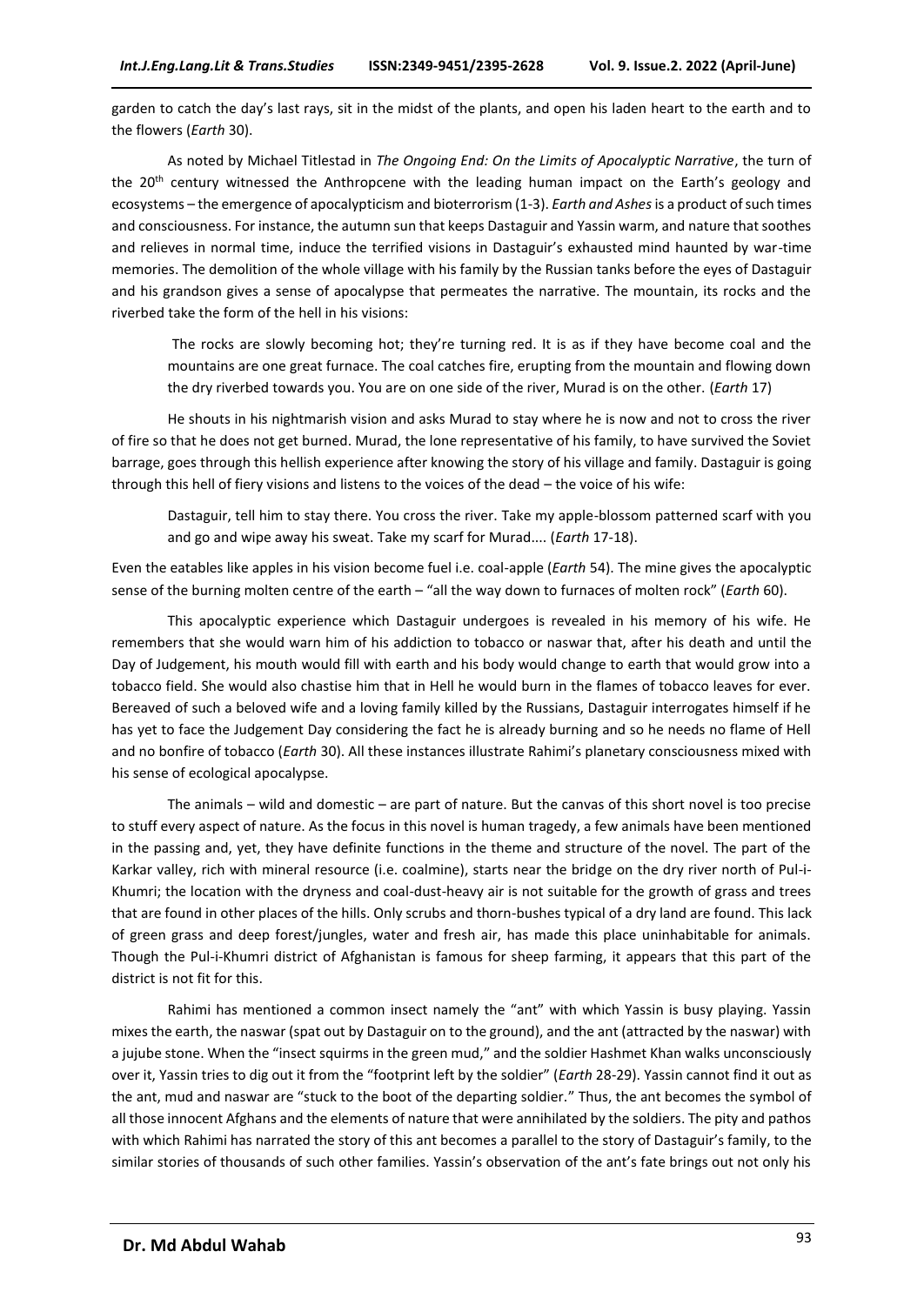garden to catch the day's last rays, sit in the midst of the plants, and open his laden heart to the earth and to the flowers (*Earth* 30).

As noted by Michael Titlestad in *The Ongoing End: On the Limits of Apocalyptic Narrative*, the turn of the 20th century witnessed the Anthropcene with the leading human impact on the Earth's geology and ecosystems – the emergence of apocalypticism and bioterrorism (1-3). *Earth and Ashes* is a product of such times and consciousness. For instance, the autumn sun that keeps Dastaguir and Yassin warm, and nature that soothes and relieves in normal time, induce the terrified visions in Dastaguir's exhausted mind haunted by war-time memories. The demolition of the whole village with his family by the Russian tanks before the eyes of Dastaguir and his grandson gives a sense of apocalypse that permeates the narrative. The mountain, its rocks and the riverbed take the form of the hell in his visions:

> The rocks are slowly becoming hot; they're turning red. It is as if they have become coal and the mountains are one great furnace. The coal catches fire, erupting from the mountain and flowing down the dry riverbed towards you. You are on one side of the river, Murad is on the other. (*Earth* 17)

He shouts in his nightmarish vision and asks Murad to stay where he is now and not to cross the river of fire so that he does not get burned. Murad, the lone representative of his family, to have survived the Soviet barrage, goes through this hellish experience after knowing the story of his village and family. Dastaguir is going through this hell of fiery visions and listens to the voices of the dead – the voice of his wife:

> Dastaguir, tell him to stay there. You cross the river. Take my apple-blossom patterned scarf with you and go and wipe away his sweat. Take my scarf for Murad.... (*Earth* 17-18).

Even the eatables like apples in his vision become fuel i.e. coal-apple (*Earth* 54). The mine gives the apocalyptic sense of the burning molten centre of the earth – "all the way down to furnaces of molten rock" (*Earth* 60).

This apocalyptic experience which Dastaguir undergoes is revealed in his memory of his wife. He remembers that she would warn him of his addiction to tobacco or naswar that, after his death and until the Day of Judgement, his mouth would fill with earth and his body would change to earth that would grow into a tobacco field. She would also chastise him that in Hell he would burn in the flames of tobacco leaves for ever. Bereaved of such a beloved wife and a loving family killed by the Russians, Dastaguir interrogates himself if he has yet to face the Judgement Day considering the fact he is already burning and so he needs no flame of Hell and no bonfire of tobacco (*Earth* 30). All these instances illustrate Rahimi's planetary consciousness mixed with his sense of ecological apocalypse.

The animals – wild and domestic – are part of nature. But the canvas of this short novel is too precise to stuff every aspect of nature. As the focus in this novel is human tragedy, a few animals have been mentioned in the passing and, yet, they have definite functions in the theme and structure of the novel. The part of the Karkar valley, rich with mineral resource (i.e. coalmine), starts near the bridge on the dry river north of Pul-i-Khumri; the location with the dryness and coal-dust-heavy air is not suitable for the growth of grass and trees that are found in other places of the hills. Only scrubs and thorn-bushes typical of a dry land are found. This lack of green grass and deep forest/jungles, water and fresh air, has made this place uninhabitable for animals. Though the Pul-i-Khumri district of Afghanistan is famous for sheep farming, it appears that this part of the district is not fit for this.

Rahimi has mentioned a common insect namely the "ant" with which Yassin is busy playing. Yassin mixes the earth, the naswar (spat out by Dastaguir on to the ground), and the ant (attracted by the naswar) with a jujube stone. When the "insect squirms in the green mud," and the soldier Hashmet Khan walks unconsciously over it, Yassin tries to dig out it from the "footprint left by the soldier" (*Earth* 28-29). Yassin cannot find it out as the ant, mud and naswar are "stuck to the boot of the departing soldier." Thus, the ant becomes the symbol of all those innocent Afghans and the elements of nature that were annihilated by the soldiers. The pity and pathos with which Rahimi has narrated the story of this ant becomes a parallel to the story of Dastaguir's family, to the similar stories of thousands of such other families. Yassin's observation of the ant's fate brings out not only his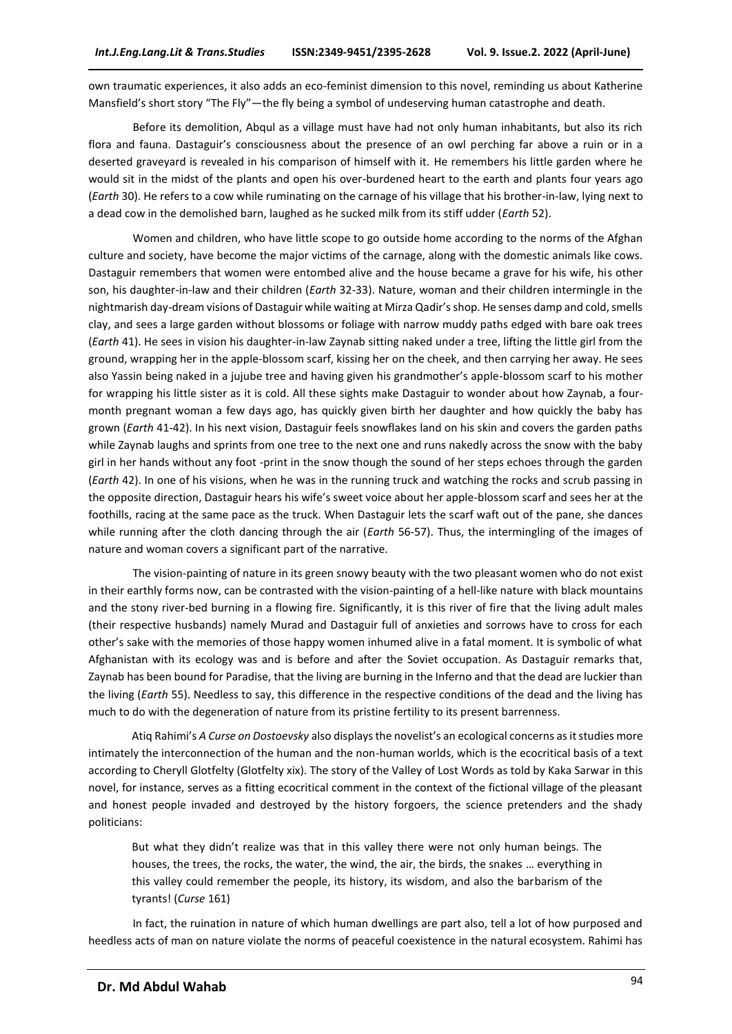own traumatic experiences, it also adds an eco-feminist dimension to this novel, reminding us about Katherine Mansfield's short story "The Fly"—the fly being a symbol of undeserving human catastrophe and death.

Before its demolition, Abqul as a village must have had not only human inhabitants, but also its rich flora and fauna. Dastaguir's consciousness about the presence of an owl perching far above a ruin or in a deserted graveyard is revealed in his comparison of himself with it. He remembers his little garden where he would sit in the midst of the plants and open his over-burdened heart to the earth and plants four years ago (*Earth* 30). He refers to a cow while ruminating on the carnage of his village that his brother-in-law, lying next to a dead cow in the demolished barn, laughed as he sucked milk from its stiff udder (*Earth* 52).

Women and children, who have little scope to go outside home according to the norms of the Afghan culture and society, have become the major victims of the carnage, along with the domestic animals like cows. Dastaguir remembers that women were entombed alive and the house became a grave for his wife, his other son, his daughter-in-law and their children (*Earth* 32-33). Nature, woman and their children intermingle in the nightmarish day-dream visions of Dastaguir while waiting at Mirza Qadir's shop. He senses damp and cold, smells clay, and sees a large garden without blossoms or foliage with narrow muddy paths edged with bare oak trees (*Earth* 41). He sees in vision his daughter-in-law Zaynab sitting naked under a tree, lifting the little girl from the ground, wrapping her in the apple-blossom scarf, kissing her on the cheek, and then carrying her away. He sees also Yassin being naked in a jujube tree and having given his grandmother's apple-blossom scarf to his mother for wrapping his little sister as it is cold. All these sights make Dastaguir to wonder about how Zaynab, a four-month pregnant woman a few days ago, has quickly given birth her daughter and how quickly the baby has grown (*Earth* 41-42). In his next vision, Dastaguir feels snowflakes land on his skin and covers the garden paths while Zaynab laughs and sprints from one tree to the next one and runs nakedly across the snow with the baby girl in her hands without any foot -print in the snow though the sound of her steps echoes through the garden (*Earth* 42). In one of his visions, when he was in the running truck and watching the rocks and scrub passing in the opposite direction, Dastaguir hears his wife's sweet voice about her apple-blossom scarf and sees her at the foothills, racing at the same pace as the truck. When Dastaguir lets the scarf waft out of the pane, she dances while running after the cloth dancing through the air (*Earth* 56-57). Thus, the intermingling of the images of nature and woman covers a significant part of the narrative.

The vision-painting of nature in its green snowy beauty with the two pleasant women who do not exist in their earthly forms now, can be contrasted with the vision-painting of a hell-like nature with black mountains and the stony river-bed burning in a flowing fire. Significantly, it is this river of fire that the living adult males (their respective husbands) namely Murad and Dastaguir full of anxieties and sorrows have to cross for each other's sake with the memories of those happy women inhumed alive in a fatal moment. It is symbolic of what Afghanistan with its ecology was and is before and after the Soviet occupation. As Dastaguir remarks that, Zaynab has been bound for Paradise, that the living are burning in the Inferno and that the dead are luckier than the living (*Earth* 55). Needless to say, this difference in the respective conditions of the dead and the living has much to do with the degeneration of nature from its pristine fertility to its present barrenness.

Atiq Rahimi's *A Curse on Dostoevsky* also displays the novelist's an ecological concerns as it studies more intimately the interconnection of the human and the non-human worlds, which is the ecocritical basis of a text according to Cheryll Glotfelty (Glotfelty xix). The story of the Valley of Lost Words as told by Kaka Sarwar in this novel, for instance, serves as a fitting ecocritical comment in the context of the fictional village of the pleasant and honest people invaded and destroyed by the history forgoers, the science pretenders and the shady politicians:

> But what they didn't realize was that in this valley there were not only human beings. The houses, the trees, the rocks, the water, the wind, the air, the birds, the snakes … everything in this valley could remember the people, its history, its wisdom, and also the barbarism of the tyrants! (*Curse* 161)

In fact, the ruination in nature of which human dwellings are part also, tell a lot of how purposed and heedless acts of man on nature violate the norms of peaceful coexistence in the natural ecosystem. Rahimi has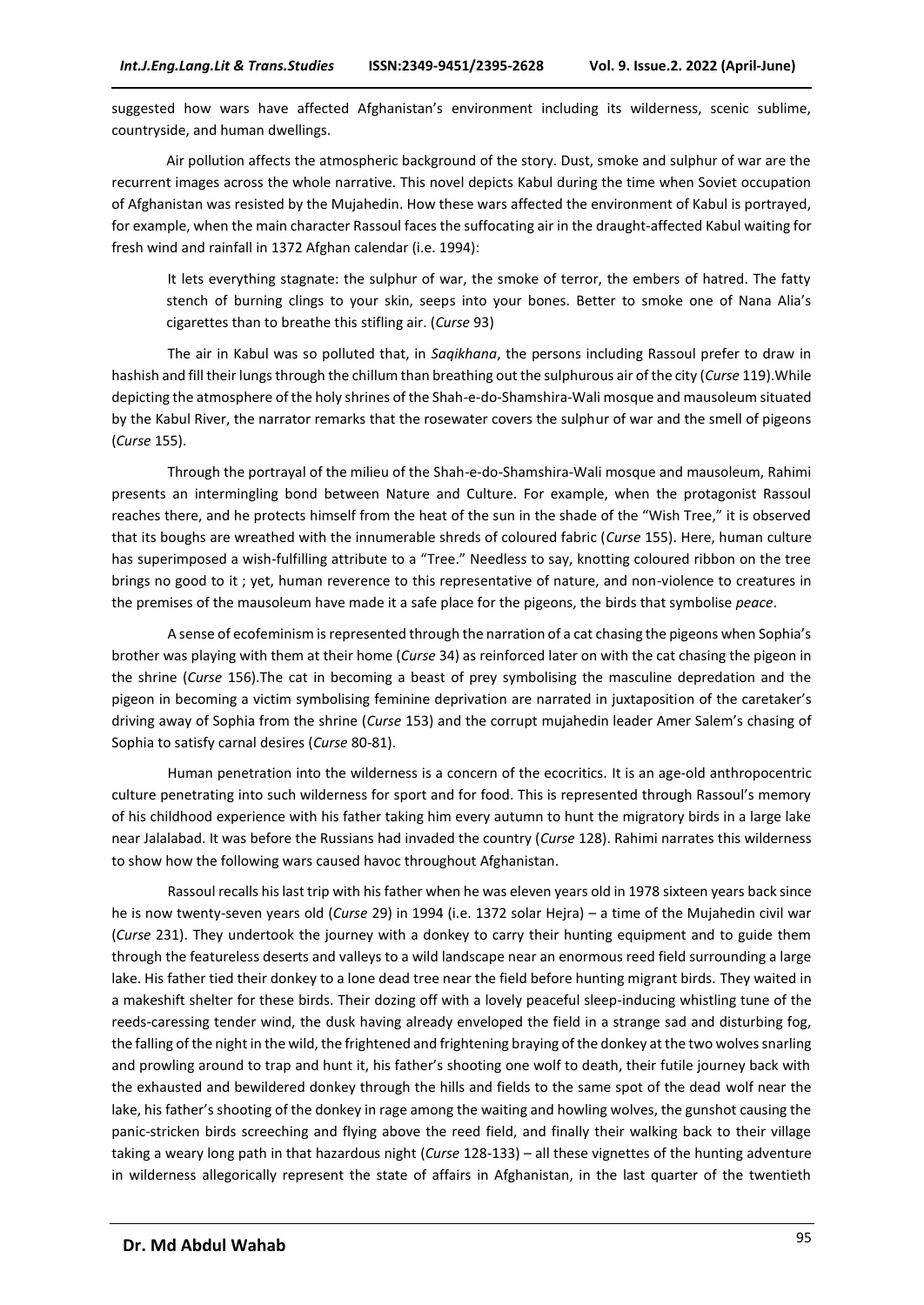suggested how wars have affected Afghanistan's environment including its wilderness, scenic sublime, countryside, and human dwellings.

Air pollution affects the atmospheric background of the story. Dust, smoke and sulphur of war are the recurrent images across the whole narrative. This novel depicts Kabul during the time when Soviet occupation of Afghanistan was resisted by the Mujahedin. How these wars affected the environment of Kabul is portrayed, for example, when the main character Rassoul faces the suffocating air in the draught-affected Kabul waiting for fresh wind and rainfall in 1372 Afghan calendar (i.e. 1994):

> It lets everything stagnate: the sulphur of war, the smoke of terror, the embers of hatred. The fatty stench of burning clings to your skin, seeps into your bones. Better to smoke one of Nana Alia's cigarettes than to breathe this stifling air. (*Curse* 93)

The air in Kabul was so polluted that, in *Saqikhana*, the persons including Rassoul prefer to draw in hashish and fill their lungs through the chillum than breathing out the sulphurous air of the city (*Curse* 119).While depicting the atmosphere of the holy shrines of the Shah-e-do-Shamshira-Wali mosque and mausoleum situated by the Kabul River, the narrator remarks that the rosewater covers the sulphur of war and the smell of pigeons (*Curse* 155).

Through the portrayal of the milieu of the Shah-e-do-Shamshira-Wali mosque and mausoleum, Rahimi presents an intermingling bond between Nature and Culture. For example, when the protagonist Rassoul reaches there, and he protects himself from the heat of the sun in the shade of the "Wish Tree," it is observed that its boughs are wreathed with the innumerable shreds of coloured fabric (*Curse* 155). Here, human culture has superimposed a wish-fulfilling attribute to a "Tree." Needless to say, knotting coloured ribbon on the tree brings no good to it ; yet, human reverence to this representative of nature, and non-violence to creatures in the premises of the mausoleum have made it a safe place for the pigeons, the birds that symbolise *peace*.

A sense of ecofeminism is represented through the narration of a cat chasing the pigeons when Sophia's brother was playing with them at their home (*Curse* 34) as reinforced later on with the cat chasing the pigeon in the shrine (*Curse* 156).The cat in becoming a beast of prey symbolising the masculine depredation and the pigeon in becoming a victim symbolising feminine deprivation are narrated in juxtaposition of the caretaker's driving away of Sophia from the shrine (*Curse* 153) and the corrupt mujahedin leader Amer Salem's chasing of Sophia to satisfy carnal desires (*Curse* 80-81).

Human penetration into the wilderness is a concern of the ecocritics. It is an age-old anthropocentric culture penetrating into such wilderness for sport and for food. This is represented through Rassoul's memory of his childhood experience with his father taking him every autumn to hunt the migratory birds in a large lake near Jalalabad. It was before the Russians had invaded the country (*Curse* 128). Rahimi narrates this wilderness to show how the following wars caused havoc throughout Afghanistan.

Rassoul recalls his last trip with his father when he was eleven years old in 1978 sixteen years back since he is now twenty-seven years old (*Curse* 29) in 1994 (i.e. 1372 solar Hejra) – a time of the Mujahedin civil war (*Curse* 231). They undertook the journey with a donkey to carry their hunting equipment and to guide them through the featureless deserts and valleys to a wild landscape near an enormous reed field surrounding a large lake. His father tied their donkey to a lone dead tree near the field before hunting migrant birds. They waited in a makeshift shelter for these birds. Their dozing off with a lovely peaceful sleep-inducing whistling tune of the reeds-caressing tender wind, the dusk having already enveloped the field in a strange sad and disturbing fog, the falling of the night in the wild, the frightened and frightening braying of the donkey at the two wolves snarling and prowling around to trap and hunt it, his father's shooting one wolf to death, their futile journey back with the exhausted and bewildered donkey through the hills and fields to the same spot of the dead wolf near the lake, his father's shooting of the donkey in rage among the waiting and howling wolves, the gunshot causing the panic-stricken birds screeching and flying above the reed field, and finally their walking back to their village taking a weary long path in that hazardous night (*Curse* 128-133) – all these vignettes of the hunting adventure in wilderness allegorically represent the state of affairs in Afghanistan, in the last quarter of the twentieth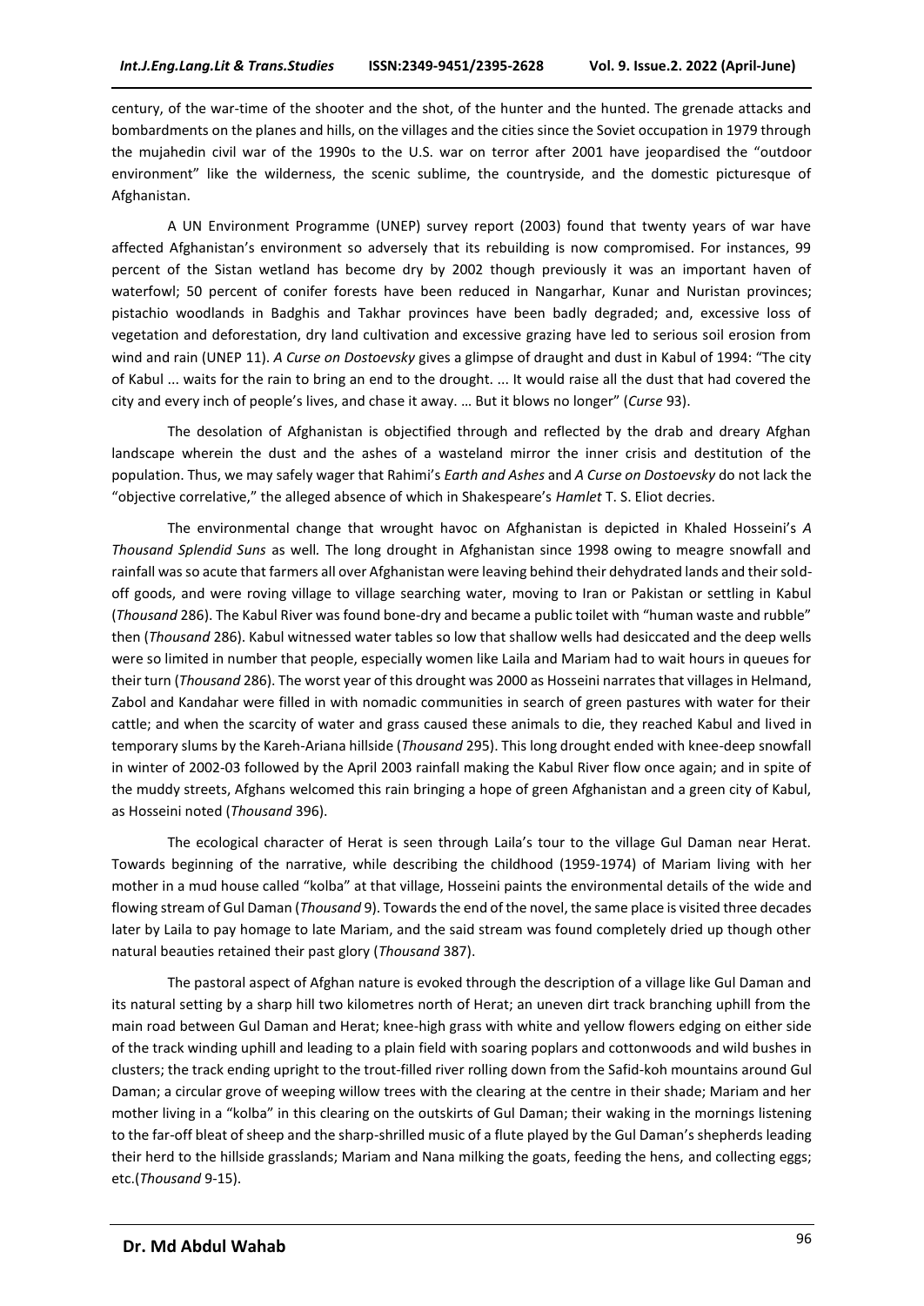century, of the war-time of the shooter and the shot, of the hunter and the hunted. The grenade attacks and bombardments on the planes and hills, on the villages and the cities since the Soviet occupation in 1979 through the mujahedin civil war of the 1990s to the U.S. war on terror after 2001 have jeopardised the "outdoor environment" like the wilderness, the scenic sublime, the countryside, and the domestic picturesque of Afghanistan.

A UN Environment Programme (UNEP) survey report (2003) found that twenty years of war have affected Afghanistan's environment so adversely that its rebuilding is now compromised. For instances, 99 percent of the Sistan wetland has become dry by 2002 though previously it was an important haven of waterfowl; 50 percent of conifer forests have been reduced in Nangarhar, Kunar and Nuristan provinces; pistachio woodlands in Badghis and Takhar provinces have been badly degraded; and, excessive loss of vegetation and deforestation, dry land cultivation and excessive grazing have led to serious soil erosion from wind and rain (UNEP 11). *A Curse on Dostoevsky* gives a glimpse of draught and dust in Kabul of 1994: "The city of Kabul ... waits for the rain to bring an end to the drought. ... It would raise all the dust that had covered the city and every inch of people's lives, and chase it away. … But it blows no longer" (*Curse* 93).

The desolation of Afghanistan is objectified through and reflected by the drab and dreary Afghan landscape wherein the dust and the ashes of a wasteland mirror the inner crisis and destitution of the population. Thus, we may safely wager that Rahimi's *Earth and Ashes* and *A Curse on Dostoevsky* do not lack the "objective correlative," the alleged absence of which in Shakespeare's *Hamlet* T. S. Eliot decries.

The environmental change that wrought havoc on Afghanistan is depicted in Khaled Hosseini's *A Thousand Splendid Suns* as well. The long drought in Afghanistan since 1998 owing to meagre snowfall and rainfall was so acute that farmers all over Afghanistan were leaving behind their dehydrated lands and their sold-off goods, and were roving village to village searching water, moving to Iran or Pakistan or settling in Kabul (*Thousand* 286). The Kabul River was found bone-dry and became a public toilet with "human waste and rubble" then (*Thousand* 286). Kabul witnessed water tables so low that shallow wells had desiccated and the deep wells were so limited in number that people, especially women like Laila and Mariam had to wait hours in queues for their turn (*Thousand* 286). The worst year of this drought was 2000 as Hosseini narrates that villages in Helmand, Zabol and Kandahar were filled in with nomadic communities in search of green pastures with water for their cattle; and when the scarcity of water and grass caused these animals to die, they reached Kabul and lived in temporary slums by the Kareh-Ariana hillside (*Thousand* 295). This long drought ended with knee-deep snowfall in winter of 2002-03 followed by the April 2003 rainfall making the Kabul River flow once again; and in spite of the muddy streets, Afghans welcomed this rain bringing a hope of green Afghanistan and a green city of Kabul, as Hosseini noted (*Thousand* 396).

The ecological character of Herat is seen through Laila's tour to the village Gul Daman near Herat. Towards beginning of the narrative, while describing the childhood (1959-1974) of Mariam living with her mother in a mud house called "kolba" at that village, Hosseini paints the environmental details of the wide and flowing stream of Gul Daman (*Thousand* 9). Towards the end of the novel, the same place is visited three decades later by Laila to pay homage to late Mariam, and the said stream was found completely dried up though other natural beauties retained their past glory (*Thousand* 387).

The pastoral aspect of Afghan nature is evoked through the description of a village like Gul Daman and its natural setting by a sharp hill two kilometres north of Herat; an uneven dirt track branching uphill from the main road between Gul Daman and Herat; knee-high grass with white and yellow flowers edging on either side of the track winding uphill and leading to a plain field with soaring poplars and cottonwoods and wild bushes in clusters; the track ending upright to the trout-filled river rolling down from the Safid-koh mountains around Gul Daman; a circular grove of weeping willow trees with the clearing at the centre in their shade; Mariam and her mother living in a "kolba" in this clearing on the outskirts of Gul Daman; their waking in the mornings listening to the far-off bleat of sheep and the sharp-shrilled music of a flute played by the Gul Daman's shepherds leading their herd to the hillside grasslands; Mariam and Nana milking the goats, feeding the hens, and collecting eggs; etc.(*Thousand* 9-15).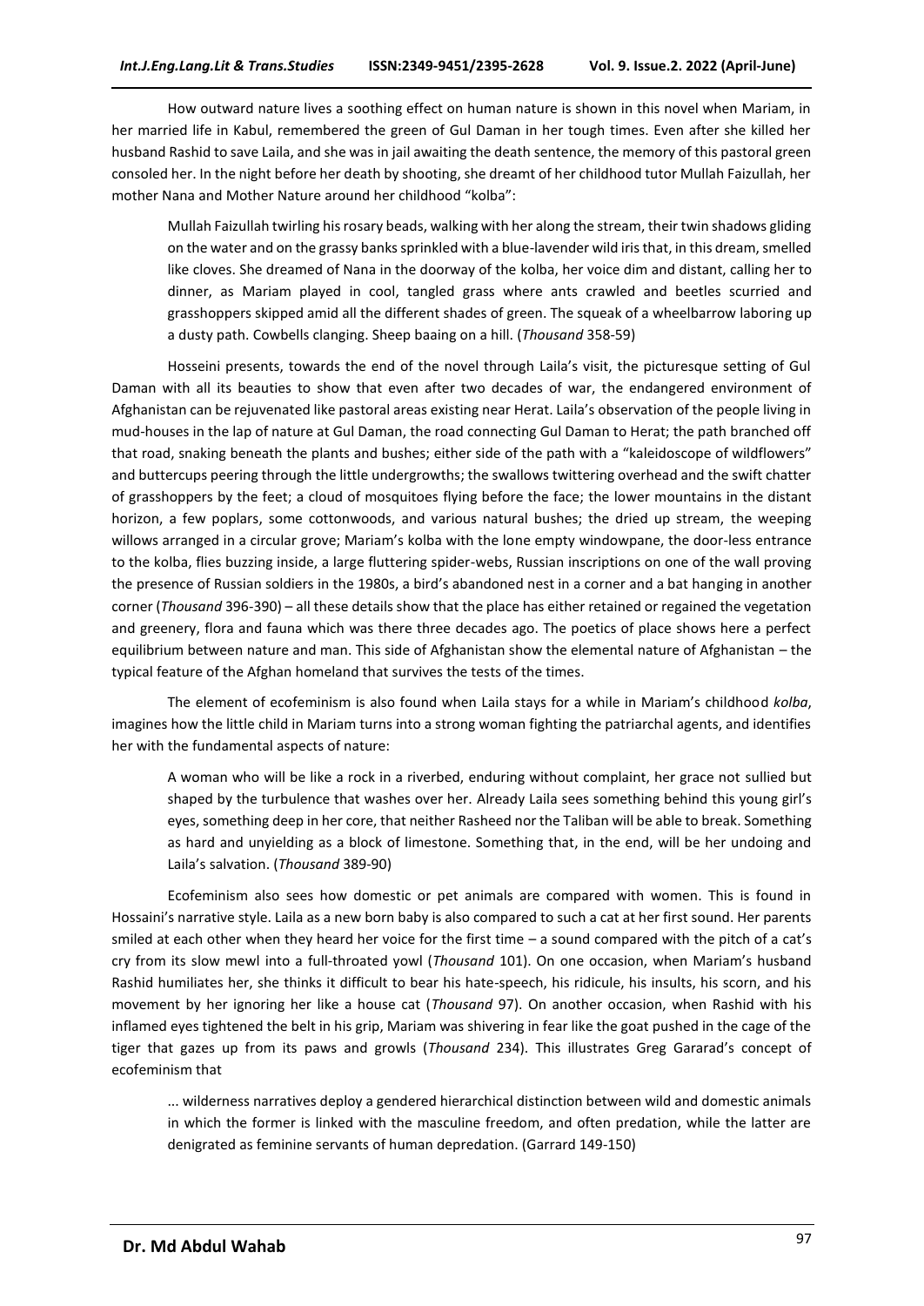How outward nature lives a soothing effect on human nature is shown in this novel when Mariam, in her married life in Kabul, remembered the green of Gul Daman in her tough times. Even after she killed her husband Rashid to save Laila, and she was in jail awaiting the death sentence, the memory of this pastoral green consoled her. In the night before her death by shooting, she dreamt of her childhood tutor Mullah Faizullah, her mother Nana and Mother Nature around her childhood "kolba":

> Mullah Faizullah twirling his rosary beads, walking with her along the stream, their twin shadows gliding on the water and on the grassy banks sprinkled with a blue-lavender wild iris that, in this dream, smelled like cloves. She dreamed of Nana in the doorway of the kolba, her voice dim and distant, calling her to dinner, as Mariam played in cool, tangled grass where ants crawled and beetles scurried and grasshoppers skipped amid all the different shades of green. The squeak of a wheelbarrow laboring up a dusty path. Cowbells clanging. Sheep baaing on a hill. (*Thousand* 358-59)

Hosseini presents, towards the end of the novel through Laila's visit, the picturesque setting of Gul Daman with all its beauties to show that even after two decades of war, the endangered environment of Afghanistan can be rejuvenated like pastoral areas existing near Herat. Laila's observation of the people living in mud-houses in the lap of nature at Gul Daman, the road connecting Gul Daman to Herat; the path branched off that road, snaking beneath the plants and bushes; either side of the path with a "kaleidoscope of wildflowers" and buttercups peering through the little undergrowths; the swallows twittering overhead and the swift chatter of grasshoppers by the feet; a cloud of mosquitoes flying before the face; the lower mountains in the distant horizon, a few poplars, some cottonwoods, and various natural bushes; the dried up stream, the weeping willows arranged in a circular grove; Mariam's kolba with the lone empty windowpane, the door-less entrance to the kolba, flies buzzing inside, a large fluttering spider-webs, Russian inscriptions on one of the wall proving the presence of Russian soldiers in the 1980s, a bird's abandoned nest in a corner and a bat hanging in another corner (*Thousand* 396-390) – all these details show that the place has either retained or regained the vegetation and greenery, flora and fauna which was there three decades ago. The poetics of place shows here a perfect equilibrium between nature and man. This side of Afghanistan show the elemental nature of Afghanistan – the typical feature of the Afghan homeland that survives the tests of the times.

The element of ecofeminism is also found when Laila stays for a while in Mariam's childhood *kolba*, imagines how the little child in Mariam turns into a strong woman fighting the patriarchal agents, and identifies her with the fundamental aspects of nature:

> A woman who will be like a rock in a riverbed, enduring without complaint, her grace not sullied but shaped by the turbulence that washes over her. Already Laila sees something behind this young girl's eyes, something deep in her core, that neither Rasheed nor the Taliban will be able to break. Something as hard and unyielding as a block of limestone. Something that, in the end, will be her undoing and Laila's salvation. (*Thousand* 389-90)

Ecofeminism also sees how domestic or pet animals are compared with women. This is found in Hossaini's narrative style. Laila as a new born baby is also compared to such a cat at her first sound. Her parents smiled at each other when they heard her voice for the first time – a sound compared with the pitch of a cat's cry from its slow mewl into a full-throated yowl (*Thousand* 101). On one occasion, when Mariam's husband Rashid humiliates her, she thinks it difficult to bear his hate-speech, his ridicule, his insults, his scorn, and his movement by her ignoring her like a house cat (*Thousand* 97). On another occasion, when Rashid with his inflamed eyes tightened the belt in his grip, Mariam was shivering in fear like the goat pushed in the cage of the tiger that gazes up from its paws and growls (*Thousand* 234). This illustrates Greg Gararad's concept of ecofeminism that

> ... wilderness narratives deploy a gendered hierarchical distinction between wild and domestic animals in which the former is linked with the masculine freedom, and often predation, while the latter are denigrated as feminine servants of human depredation. (Garrard 149-150)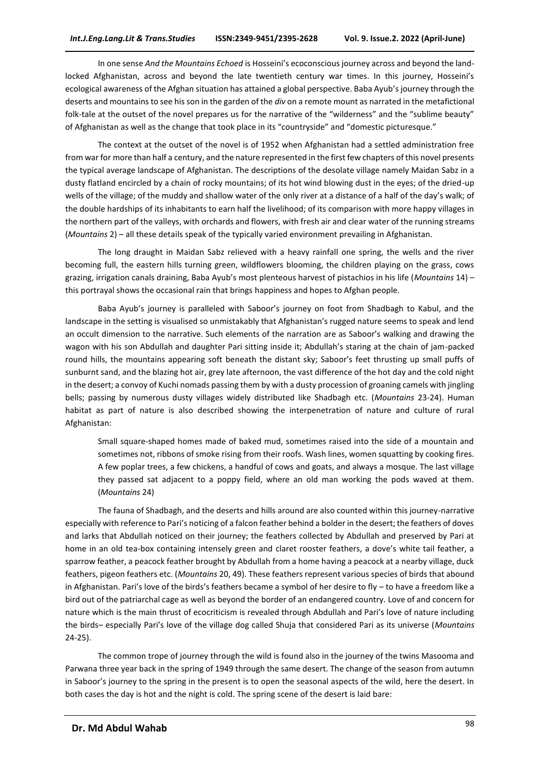In one sense *And the Mountains Echoed* is Hosseini's ecoconscious journey across and beyond the land-locked Afghanistan, across and beyond the late twentieth century war times. In this journey, Hosseini's ecological awareness of the Afghan situation has attained a global perspective. Baba Ayub's journey through the deserts and mountains to see his son in the garden of the *div* on a remote mount as narrated in the metafictional folk-tale at the outset of the novel prepares us for the narrative of the "wilderness" and the "sublime beauty" of Afghanistan as well as the change that took place in its "countryside" and "domestic picturesque."

The context at the outset of the novel is of 1952 when Afghanistan had a settled administration free from war for more than half a century, and the nature represented in the first few chapters of this novel presents the typical average landscape of Afghanistan. The descriptions of the desolate village namely Maidan Sabz in a dusty flatland encircled by a chain of rocky mountains; of its hot wind blowing dust in the eyes; of the dried-up wells of the village; of the muddy and shallow water of the only river at a distance of a half of the day's walk; of the double hardships of its inhabitants to earn half the livelihood; of its comparison with more happy villages in the northern part of the valleys, with orchards and flowers, with fresh air and clear water of the running streams (*Mountains* 2) – all these details speak of the typically varied environment prevailing in Afghanistan.

The long draught in Maidan Sabz relieved with a heavy rainfall one spring, the wells and the river becoming full, the eastern hills turning green, wildflowers blooming, the children playing on the grass, cows grazing, irrigation canals draining, Baba Ayub's most plenteous harvest of pistachios in his life (*Mountains* 14) – this portrayal shows the occasional rain that brings happiness and hopes to Afghan people.

Baba Ayub's journey is paralleled with Saboor's journey on foot from Shadbagh to Kabul, and the landscape in the setting is visualised so unmistakably that Afghanistan's rugged nature seems to speak and lend an occult dimension to the narrative. Such elements of the narration are as Saboor's walking and drawing the wagon with his son Abdullah and daughter Pari sitting inside it; Abdullah's staring at the chain of jam-packed round hills, the mountains appearing soft beneath the distant sky; Saboor's feet thrusting up small puffs of sunburnt sand, and the blazing hot air, grey late afternoon, the vast difference of the hot day and the cold night in the desert; a convoy of Kuchi nomads passing them by with a dusty procession of groaning camels with jingling bells; passing by numerous dusty villages widely distributed like Shadbagh etc. (*Mountains* 23-24). Human habitat as part of nature is also described showing the interpenetration of nature and culture of rural Afghanistan:

> Small square-shaped homes made of baked mud, sometimes raised into the side of a mountain and sometimes not, ribbons of smoke rising from their roofs. Wash lines, women squatting by cooking fires. A few poplar trees, a few chickens, a handful of cows and goats, and always a mosque. The last village they passed sat adjacent to a poppy field, where an old man working the pods waved at them. (*Mountains* 24)

The fauna of Shadbagh, and the deserts and hills around are also counted within this journey-narrative especially with reference to Pari's noticing of a falcon feather behind a bolder in the desert; the feathers of doves and larks that Abdullah noticed on their journey; the feathers collected by Abdullah and preserved by Pari at home in an old tea-box containing intensely green and claret rooster feathers, a dove's white tail feather, a sparrow feather, a peacock feather brought by Abdullah from a home having a peacock at a nearby village, duck feathers, pigeon feathers etc. (*Mountains* 20, 49). These feathers represent various species of birds that abound in Afghanistan. Pari's love of the birds's feathers became a symbol of her desire to fly – to have a freedom like a bird out of the patriarchal cage as well as beyond the border of an endangered country. Love of and concern for nature which is the main thrust of ecocriticism is revealed through Abdullah and Pari's love of nature including the birds– especially Pari's love of the village dog called Shuja that considered Pari as its universe (*Mountains* 24-25).

The common trope of journey through the wild is found also in the journey of the twins Masooma and Parwana three year back in the spring of 1949 through the same desert. The change of the season from autumn in Saboor's journey to the spring in the present is to open the seasonal aspects of the wild, here the desert. In both cases the day is hot and the night is cold. The spring scene of the desert is laid bare: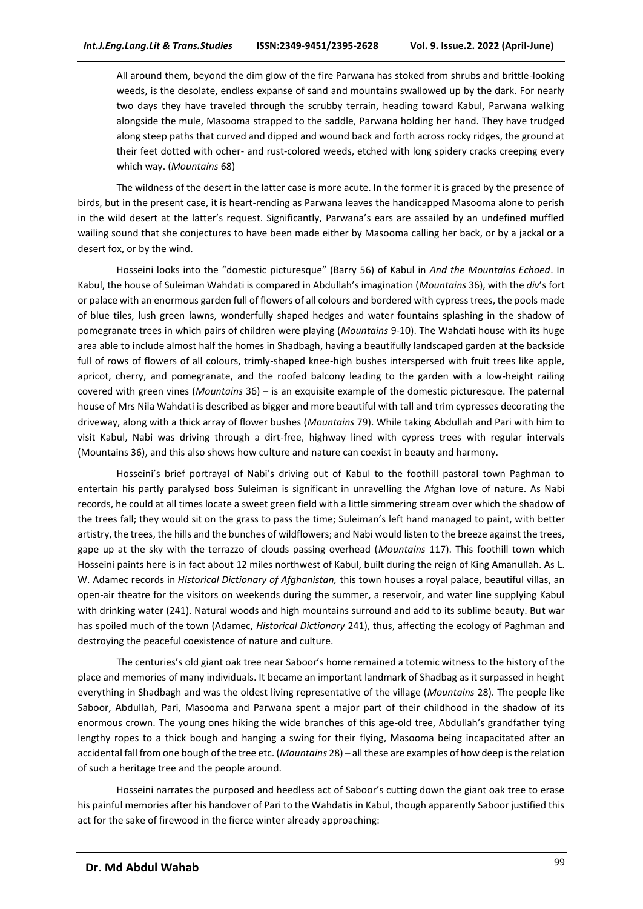> All around them, beyond the dim glow of the fire Parwana has stoked from shrubs and brittle-looking weeds, is the desolate, endless expanse of sand and mountains swallowed up by the dark. For nearly two days they have traveled through the scrubby terrain, heading toward Kabul, Parwana walking alongside the mule, Masooma strapped to the saddle, Parwana holding her hand. They have trudged along steep paths that curved and dipped and wound back and forth across rocky ridges, the ground at their feet dotted with ocher- and rust-colored weeds, etched with long spidery cracks creeping every which way. (*Mountains* 68)

The wildness of the desert in the latter case is more acute. In the former it is graced by the presence of birds, but in the present case, it is heart-rending as Parwana leaves the handicapped Masooma alone to perish in the wild desert at the latter's request. Significantly, Parwana's ears are assailed by an undefined muffled wailing sound that she conjectures to have been made either by Masooma calling her back, or by a jackal or a desert fox, or by the wind.

Hosseini looks into the "domestic picturesque" (Barry 56) of Kabul in *And the Mountains Echoed*. In Kabul, the house of Suleiman Wahdati is compared in Abdullah's imagination (*Mountains* 36), with the *div*'s fort or palace with an enormous garden full of flowers of all colours and bordered with cypress trees, the pools made of blue tiles, lush green lawns, wonderfully shaped hedges and water fountains splashing in the shadow of pomegranate trees in which pairs of children were playing (*Mountains* 9-10). The Wahdati house with its huge area able to include almost half the homes in Shadbagh, having a beautifully landscaped garden at the backside full of rows of flowers of all colours, trimly-shaped knee-high bushes interspersed with fruit trees like apple, apricot, cherry, and pomegranate, and the roofed balcony leading to the garden with a low-height railing covered with green vines (*Mountains* 36) – is an exquisite example of the domestic picturesque. The paternal house of Mrs Nila Wahdati is described as bigger and more beautiful with tall and trim cypresses decorating the driveway, along with a thick array of flower bushes (*Mountains* 79). While taking Abdullah and Pari with him to visit Kabul, Nabi was driving through a dirt-free, highway lined with cypress trees with regular intervals (Mountains 36), and this also shows how culture and nature can coexist in beauty and harmony.

Hosseini's brief portrayal of Nabi's driving out of Kabul to the foothill pastoral town Paghman to entertain his partly paralysed boss Suleiman is significant in unravelling the Afghan love of nature. As Nabi records, he could at all times locate a sweet green field with a little simmering stream over which the shadow of the trees fall; they would sit on the grass to pass the time; Suleiman's left hand managed to paint, with better artistry, the trees, the hills and the bunches of wildflowers; and Nabi would listen to the breeze against the trees, gape up at the sky with the terrazzo of clouds passing overhead (*Mountains* 117). This foothill town which Hosseini paints here is in fact about 12 miles northwest of Kabul, built during the reign of King Amanullah. As L. W. Adamec records in *Historical Dictionary of Afghanistan,* this town houses a royal palace, beautiful villas, an open-air theatre for the visitors on weekends during the summer, a reservoir, and water line supplying Kabul with drinking water (241). Natural woods and high mountains surround and add to its sublime beauty. But war has spoiled much of the town (Adamec, *Historical Dictionary* 241), thus, affecting the ecology of Paghman and destroying the peaceful coexistence of nature and culture.

The centuries's old giant oak tree near Saboor's home remained a totemic witness to the history of the place and memories of many individuals. It became an important landmark of Shadbag as it surpassed in height everything in Shadbagh and was the oldest living representative of the village (*Mountains* 28). The people like Saboor, Abdullah, Pari, Masooma and Parwana spent a major part of their childhood in the shadow of its enormous crown. The young ones hiking the wide branches of this age-old tree, Abdullah's grandfather tying lengthy ropes to a thick bough and hanging a swing for their flying, Masooma being incapacitated after an accidental fall from one bough of the tree etc. (*Mountains* 28) – all these are examples of how deep is the relation of such a heritage tree and the people around.

Hosseini narrates the purposed and heedless act of Saboor's cutting down the giant oak tree to erase his painful memories after his handover of Pari to the Wahdatis in Kabul, though apparently Saboor justified this act for the sake of firewood in the fierce winter already approaching: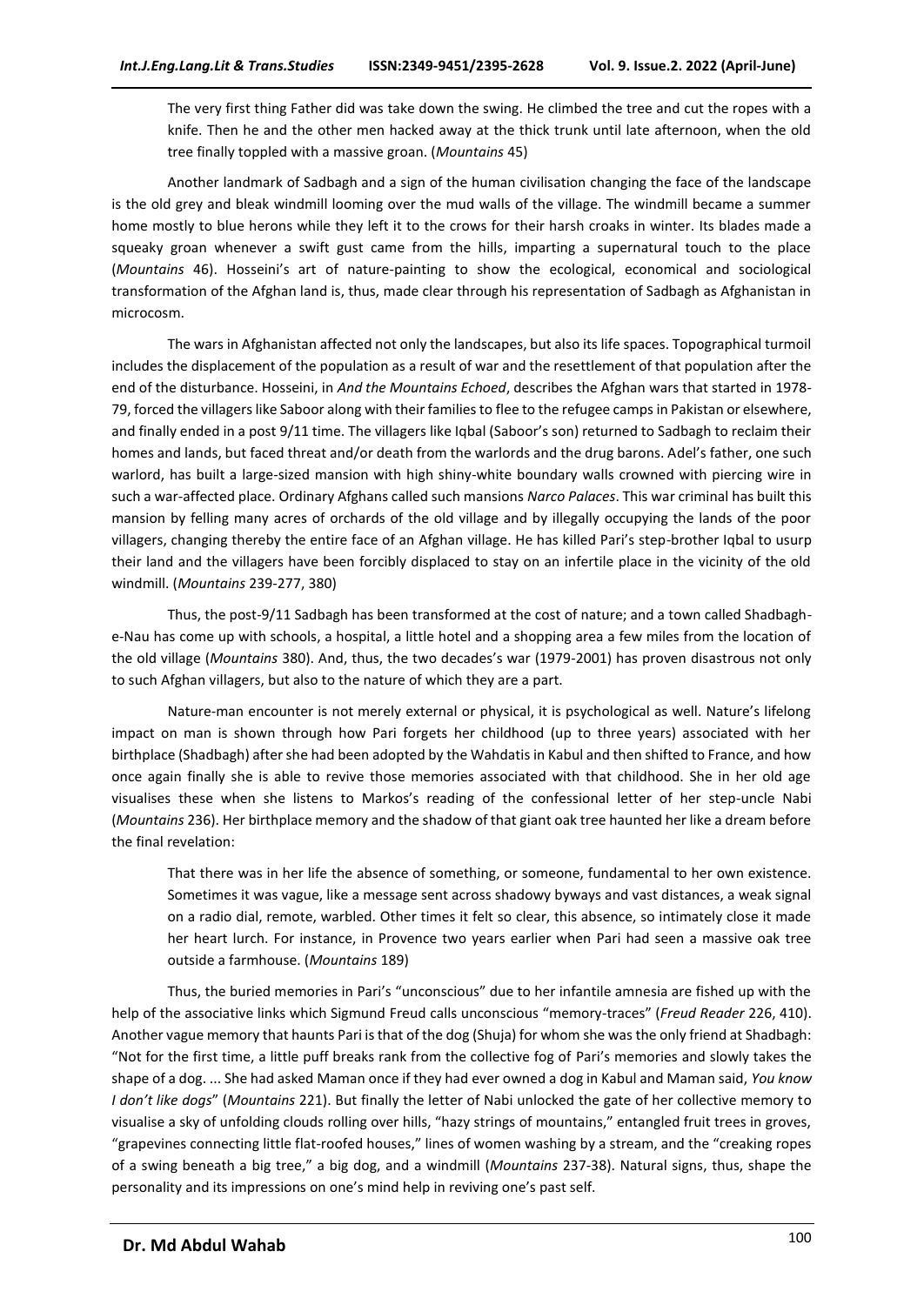> The very first thing Father did was take down the swing. He climbed the tree and cut the ropes with a knife. Then he and the other men hacked away at the thick trunk until late afternoon, when the old tree finally toppled with a massive groan. (*Mountains* 45)

Another landmark of Sadbagh and a sign of the human civilisation changing the face of the landscape is the old grey and bleak windmill looming over the mud walls of the village. The windmill became a summer home mostly to blue herons while they left it to the crows for their harsh croaks in winter. Its blades made a squeaky groan whenever a swift gust came from the hills, imparting a supernatural touch to the place (*Mountains* 46). Hosseini's art of nature-painting to show the ecological, economical and sociological transformation of the Afghan land is, thus, made clear through his representation of Sadbagh as Afghanistan in microcosm.

The wars in Afghanistan affected not only the landscapes, but also its life spaces. Topographical turmoil includes the displacement of the population as a result of war and the resettlement of that population after the end of the disturbance. Hosseini, in *And the Mountains Echoed*, describes the Afghan wars that started in 1978-79, forced the villagers like Saboor along with their families to flee to the refugee camps in Pakistan or elsewhere, and finally ended in a post 9/11 time. The villagers like Iqbal (Saboor's son) returned to Sadbagh to reclaim their homes and lands, but faced threat and/or death from the warlords and the drug barons. Adel's father, one such warlord, has built a large-sized mansion with high shiny-white boundary walls crowned with piercing wire in such a war-affected place. Ordinary Afghans called such mansions *Narco Palaces*. This war criminal has built this mansion by felling many acres of orchards of the old village and by illegally occupying the lands of the poor villagers, changing thereby the entire face of an Afghan village. He has killed Pari's step-brother Iqbal to usurp their land and the villagers have been forcibly displaced to stay on an infertile place in the vicinity of the old windmill. (*Mountains* 239-277, 380)

Thus, the post-9/11 Sadbagh has been transformed at the cost of nature; and a town called Shadbagh-e-Nau has come up with schools, a hospital, a little hotel and a shopping area a few miles from the location of the old village (*Mountains* 380). And, thus, the two decades's war (1979-2001) has proven disastrous not only to such Afghan villagers, but also to the nature of which they are a part.

Nature-man encounter is not merely external or physical, it is psychological as well. Nature's lifelong impact on man is shown through how Pari forgets her childhood (up to three years) associated with her birthplace (Shadbagh) after she had been adopted by the Wahdatis in Kabul and then shifted to France, and how once again finally she is able to revive those memories associated with that childhood. She in her old age visualises these when she listens to Markos's reading of the confessional letter of her step-uncle Nabi (*Mountains* 236). Her birthplace memory and the shadow of that giant oak tree haunted her like a dream before the final revelation:

> That there was in her life the absence of something, or someone, fundamental to her own existence. Sometimes it was vague, like a message sent across shadowy byways and vast distances, a weak signal on a radio dial, remote, warbled. Other times it felt so clear, this absence, so intimately close it made her heart lurch. For instance, in Provence two years earlier when Pari had seen a massive oak tree outside a farmhouse. (*Mountains* 189)

Thus, the buried memories in Pari's "unconscious" due to her infantile amnesia are fished up with the help of the associative links which Sigmund Freud calls unconscious "memory-traces" (*Freud Reader* 226, 410). Another vague memory that haunts Pari is that of the dog (Shuja) for whom she was the only friend at Shadbagh: "Not for the first time, a little puff breaks rank from the collective fog of Pari's memories and slowly takes the shape of a dog. ... She had asked Maman once if they had ever owned a dog in Kabul and Maman said, *You know I don't like dogs*" (*Mountains* 221). But finally the letter of Nabi unlocked the gate of her collective memory to visualise a sky of unfolding clouds rolling over hills, "hazy strings of mountains," entangled fruit trees in groves, "grapevines connecting little flat-roofed houses," lines of women washing by a stream, and the "creaking ropes of a swing beneath a big tree," a big dog, and a windmill (*Mountains* 237-38). Natural signs, thus, shape the personality and its impressions on one's mind help in reviving one's past self.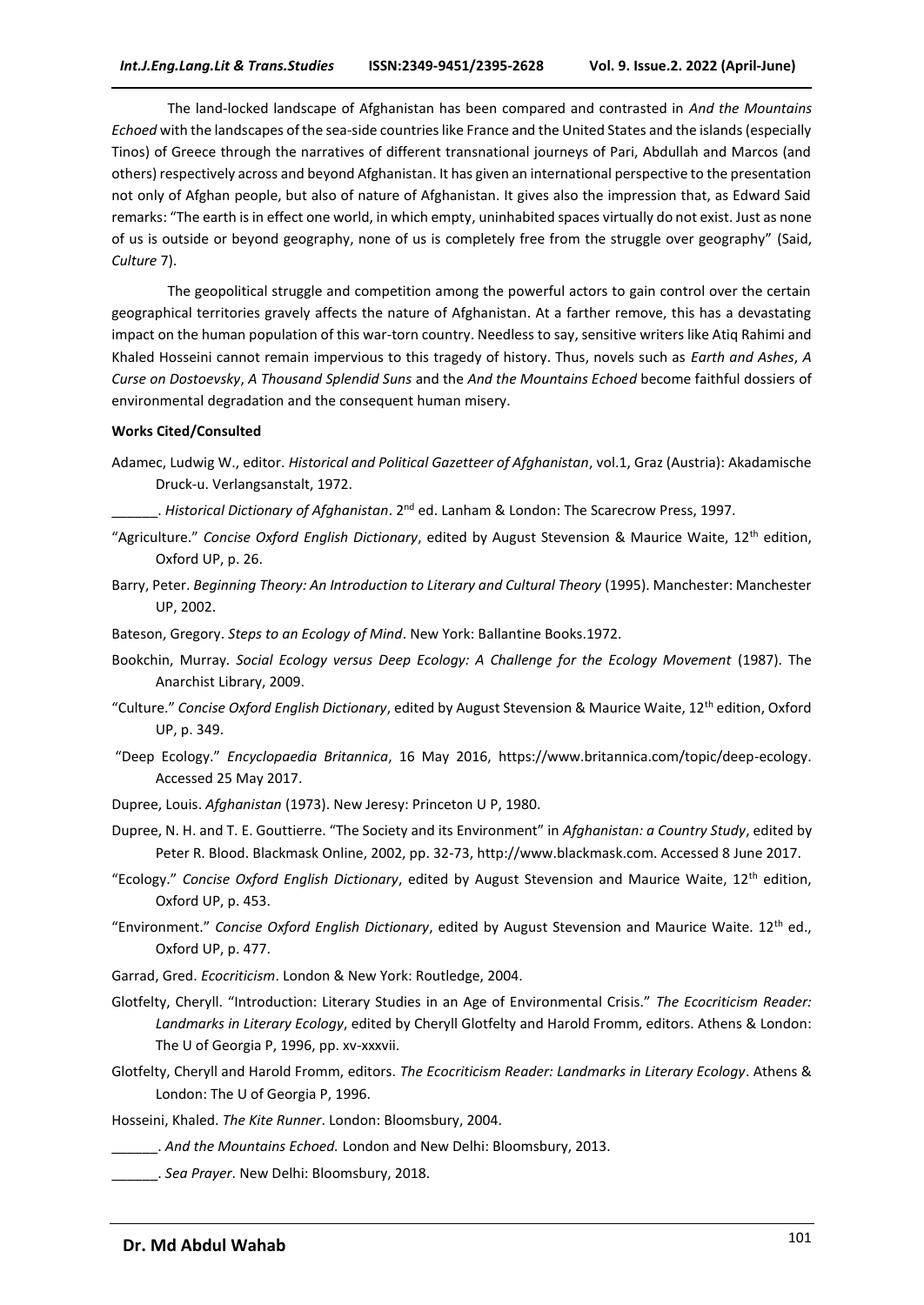The land-locked landscape of Afghanistan has been compared and contrasted in *And the Mountains Echoed* with the landscapes of the sea-side countries like France and the United States and the islands (especially Tinos) of Greece through the narratives of different transnational journeys of Pari, Abdullah and Marcos (and others) respectively across and beyond Afghanistan. It has given an international perspective to the presentation not only of Afghan people, but also of nature of Afghanistan. It gives also the impression that, as Edward Said remarks: "The earth is in effect one world, in which empty, uninhabited spaces virtually do not exist. Just as none of us is outside or beyond geography, none of us is completely free from the struggle over geography" (Said, *Culture* 7).

The geopolitical struggle and competition among the powerful actors to gain control over the certain geographical territories gravely affects the nature of Afghanistan. At a farther remove, this has a devastating impact on the human population of this war-torn country. Needless to say, sensitive writers like Atiq Rahimi and Khaled Hosseini cannot remain impervious to this tragedy of history. Thus, novels such as *Earth and Ashes*, *A Curse on Dostoevsky*, *A Thousand Splendid Suns* and the *And the Mountains Echoed* become faithful dossiers of environmental degradation and the consequent human misery.

**Works Cited/Consulted**

Adamec, Ludwig W., editor. *Historical and Political Gazetteer of Afghanistan*, vol.1, Graz (Austria): Akadamische Druck-u. Verlangsanstalt, 1972.

______. *Historical Dictionary of Afghanistan*. 2nd ed. Lanham & London: The Scarecrow Press, 1997.

"Agriculture." *Concise Oxford English Dictionary*, edited by August Stevension & Maurice Waite, 12th edition, Oxford UP, p. 26.

Barry, Peter. *Beginning Theory: An Introduction to Literary and Cultural Theory* (1995). Manchester: Manchester UP, 2002.

Bateson, Gregory. *Steps to an Ecology of Mind*. New York: Ballantine Books.1972.

Bookchin, Murray. *Social Ecology versus Deep Ecology: A Challenge for the Ecology Movement* (1987). The Anarchist Library, 2009.

"Culture." *Concise Oxford English Dictionary*, edited by August Stevension & Maurice Waite, 12th edition, Oxford UP, p. 349.

"Deep Ecology." *Encyclopaedia Britannica*, 16 May 2016, https://www.britannica.com/topic/deep-ecology. Accessed 25 May 2017.

Dupree, Louis. *Afghanistan* (1973). New Jeresy: Princeton U P, 1980.

Dupree, N. H. and T. E. Gouttierre. "The Society and its Environment" in *Afghanistan: a Country Study*, edited by Peter R. Blood. Blackmask Online, 2002, pp. 32-73, http://www.blackmask.com. Accessed 8 June 2017.

"Ecology." *Concise Oxford English Dictionary*, edited by August Stevension and Maurice Waite, 12th edition, Oxford UP, p. 453.

"Environment." *Concise Oxford English Dictionary*, edited by August Stevension and Maurice Waite. 12th ed., Oxford UP, p. 477.

Garrad, Gred. *Ecocriticism*. London & New York: Routledge, 2004.

Glotfelty, Cheryll. "Introduction: Literary Studies in an Age of Environmental Crisis." *The Ecocriticism Reader: Landmarks in Literary Ecology*, edited by Cheryll Glotfelty and Harold Fromm, editors. Athens & London: The U of Georgia P, 1996, pp. xv-xxxvii.

Glotfelty, Cheryll and Harold Fromm, editors. *The Ecocriticism Reader: Landmarks in Literary Ecology*. Athens & London: The U of Georgia P, 1996.

Hosseini, Khaled. *The Kite Runner*. London: Bloomsbury, 2004.

______. *And the Mountains Echoed.* London and New Delhi: Bloomsbury, 2013.

______. *Sea Prayer*. New Delhi: Bloomsbury, 2018.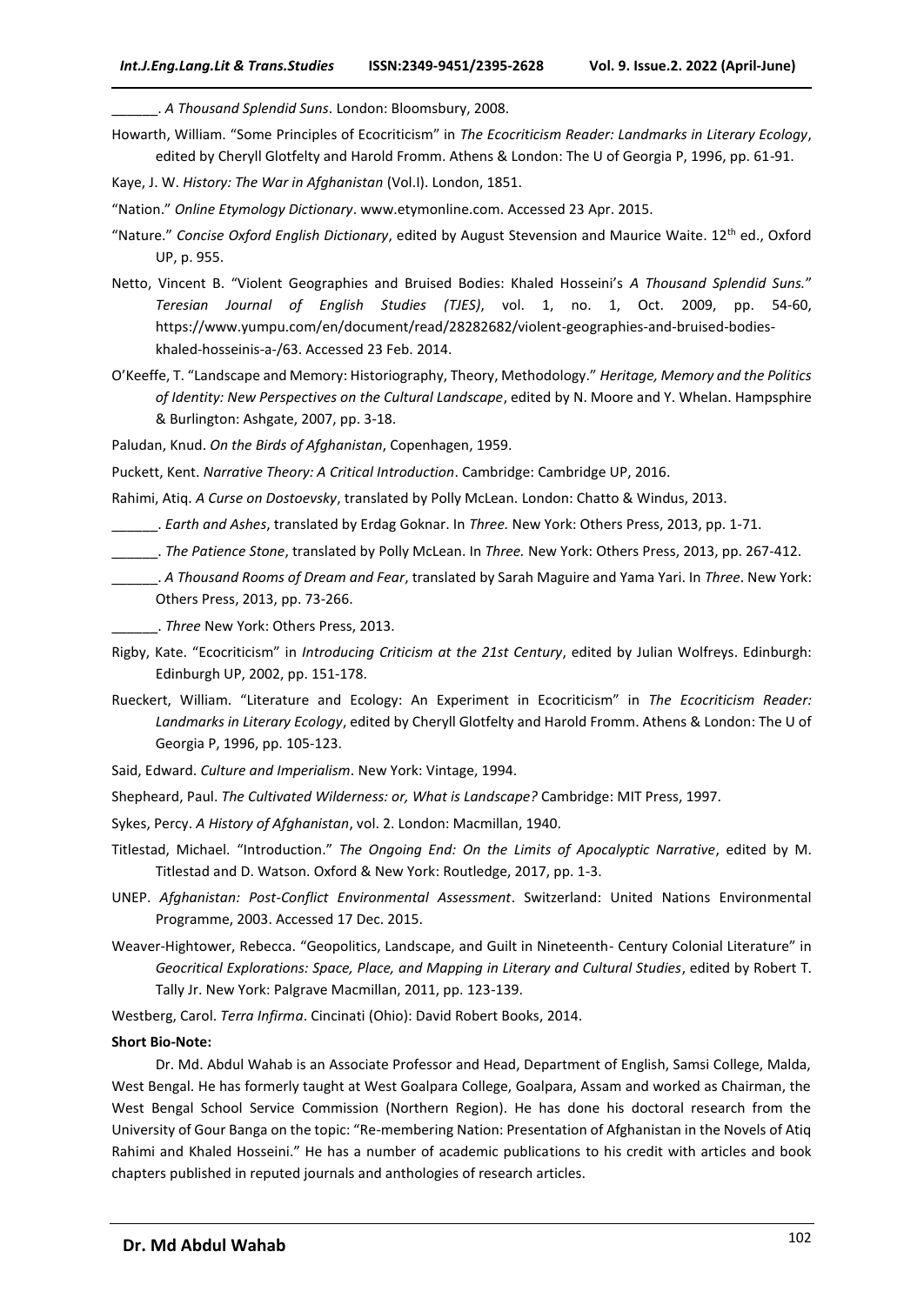______. *A Thousand Splendid Suns*. London: Bloomsbury, 2008.

Howarth, William. "Some Principles of Ecocriticism" in *The Ecocriticism Reader: Landmarks in Literary Ecology*, edited by Cheryll Glotfelty and Harold Fromm. Athens & London: The U of Georgia P, 1996, pp. 61-91.

Kaye, J. W. *History: The War in Afghanistan* (Vol.I). London, 1851.

"Nation." *Online Etymology Dictionary*. www.etymonline.com. Accessed 23 Apr. 2015.

"Nature." *Concise Oxford English Dictionary*, edited by August Stevenson and Maurice Waite. 12th ed., Oxford UP, p. 955.

Netto, Vincent B. "Violent Geographies and Bruised Bodies: Khaled Hosseini's *A Thousand Splendid Suns.*" *Teresian Journal of English Studies (TJES)*, vol. 1, no. 1, Oct. 2009, pp. 54-60, https://www.yumpu.com/en/document/read/28282682/violent-geographies-and-bruised-bodies-khaled-hosseinis-a-/63. Accessed 23 Feb. 2014.

O'Keeffe, T. "Landscape and Memory: Historiography, Theory, Methodology." *Heritage, Memory and the Politics of Identity: New Perspectives on the Cultural Landscape*, edited by N. Moore and Y. Whelan. Hampsphire & Burlington: Ashgate, 2007, pp. 3-18.

Paludan, Knud. *On the Birds of Afghanistan*, Copenhagen, 1959.

Puckett, Kent. *Narrative Theory: A Critical Introduction*. Cambridge: Cambridge UP, 2016.

Rahimi, Atiq. *A Curse on Dostoevsky*, translated by Polly McLean. London: Chatto & Windus, 2013.

______. *Earth and Ashes*, translated by Erdag Goknar. In *Three.* New York: Others Press, 2013, pp. 1-71.

______. *The Patience Stone*, translated by Polly McLean. In *Three.* New York: Others Press, 2013, pp. 267-412.

______. *A Thousand Rooms of Dream and Fear*, translated by Sarah Maguire and Yama Yari. In *Three*. New York: Others Press, 2013, pp. 73-266.

______. *Three* New York: Others Press, 2013.

Rigby, Kate. "Ecocriticism" in *Introducing Criticism at the 21st Century*, edited by Julian Wolfreys. Edinburgh: Edinburgh UP, 2002, pp. 151-178.

Rueckert, William. "Literature and Ecology: An Experiment in Ecocriticism" in *The Ecocriticism Reader: Landmarks in Literary Ecology*, edited by Cheryll Glotfelty and Harold Fromm. Athens & London: The U of Georgia P, 1996, pp. 105-123.

Said, Edward. *Culture and Imperialism*. New York: Vintage, 1994.

Shepheard, Paul. *The Cultivated Wilderness: or, What is Landscape?* Cambridge: MIT Press, 1997.

Sykes, Percy. *A History of Afghanistan*, vol. 2. London: Macmillan, 1940.

Titlestad, Michael. "Introduction." *The Ongoing End: On the Limits of Apocalyptic Narrative*, edited by M. Titlestad and D. Watson. Oxford & New York: Routledge, 2017, pp. 1-3.

UNEP. *Afghanistan: Post-Conflict Environmental Assessment*. Switzerland: United Nations Environmental Programme, 2003. Accessed 17 Dec. 2015.

Weaver-Hightower, Rebecca. "Geopolitics, Landscape, and Guilt in Nineteenth- Century Colonial Literature" in *Geocritical Explorations: Space, Place, and Mapping in Literary and Cultural Studies*, edited by Robert T. Tally Jr. New York: Palgrave Macmillan, 2011, pp. 123-139.

Westberg, Carol. *Terra Infirma*. Cincinati (Ohio): David Robert Books, 2014.

**Short Bio-Note:**

Dr. Md. Abdul Wahab is an Associate Professor and Head, Department of English, Samsi College, Malda, West Bengal. He has formerly taught at West Goalpara College, Goalpara, Assam and worked as Chairman, the West Bengal School Service Commission (Northern Region). He has done his doctoral research from the University of Gour Banga on the topic: "Re-membering Nation: Presentation of Afghanistan in the Novels of Atiq Rahimi and Khaled Hosseini." He has a number of academic publications to his credit with articles and book chapters published in reputed journals and anthologies of research articles.